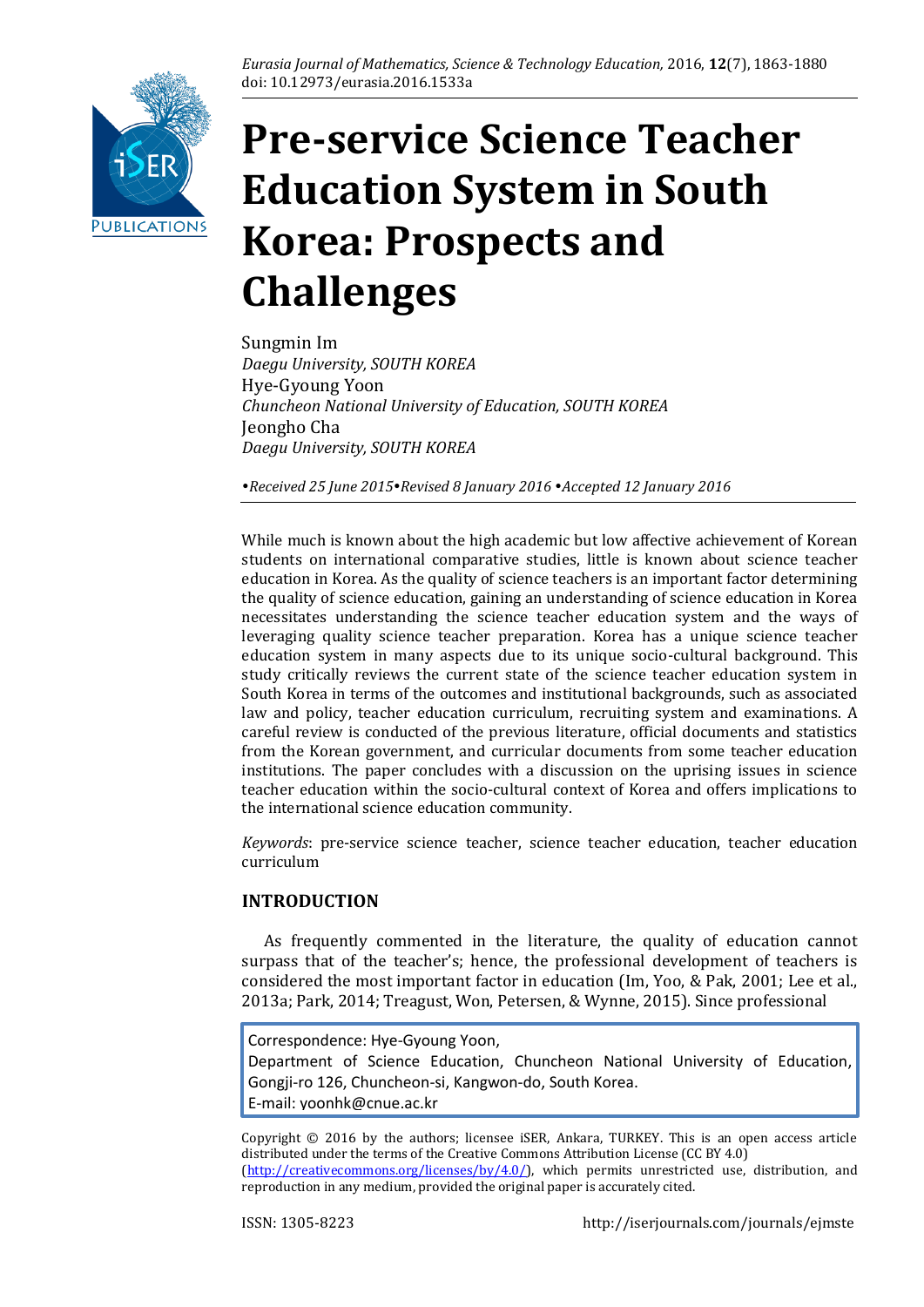Eurasia Journal of Mathematics, Science & Technology Education, 2016, **12**(7), 1863-1880
doi: 10.12973/eurasia.2016.1533a

# Pre-service Science Teacher Education System in South Korea: Prospects and Challenges

Sungmin Im
*Daegu University, SOUTH KOREA*
Hye-Gyoung Yoon
*Chuncheon National University of Education, SOUTH KOREA*
Jeongho Cha
*Daegu University, SOUTH KOREA*

*•Received 25 June 2015•Revised 8 January 2016 •Accepted 12 January 2016*

While much is known about the high academic but low affective achievement of Korean students on international comparative studies, little is known about science teacher education in Korea. As the quality of science teachers is an important factor determining the quality of science education, gaining an understanding of science education in Korea necessitates understanding the science teacher education system and the ways of leveraging quality science teacher preparation. Korea has a unique science teacher education system in many aspects due to its unique socio-cultural background. This study critically reviews the current state of the science teacher education system in South Korea in terms of the outcomes and institutional backgrounds, such as associated law and policy, teacher education curriculum, recruiting system and examinations. A careful review is conducted of the previous literature, official documents and statistics from the Korean government, and curricular documents from some teacher education institutions. The paper concludes with a discussion on the uprising issues in science teacher education within the socio-cultural context of Korea and offers implications to the international science education community.

*Keywords*: pre-service science teacher, science teacher education, teacher education curriculum

## INTRODUCTION

As frequently commented in the literature, the quality of education cannot surpass that of the teacher's; hence, the professional development of teachers is considered the most important factor in education (Im, Yoo, & Pak, 2001; Lee et al., 2013a; Park, 2014; Treagust, Won, Petersen, & Wynne, 2015). Since professional

Correspondence: Hye-Gyoung Yoon,
Department of Science Education, Chuncheon National University of Education, Gongji-ro 126, Chuncheon-si, Kangwon-do, South Korea.
E-mail: yoonhk@cnue.ac.kr

Copyright © 2016 by the authors; licensee iSER, Ankara, TURKEY. This is an open access article distributed under the terms of the Creative Commons Attribution License (CC BY 4.0) (http://creativecommons.org/licenses/by/4.0/), which permits unrestricted use, distribution, and reproduction in any medium, provided the original paper is accurately cited.

ISSN: 1305-8223 http://iserjournals.com/journals/ejmste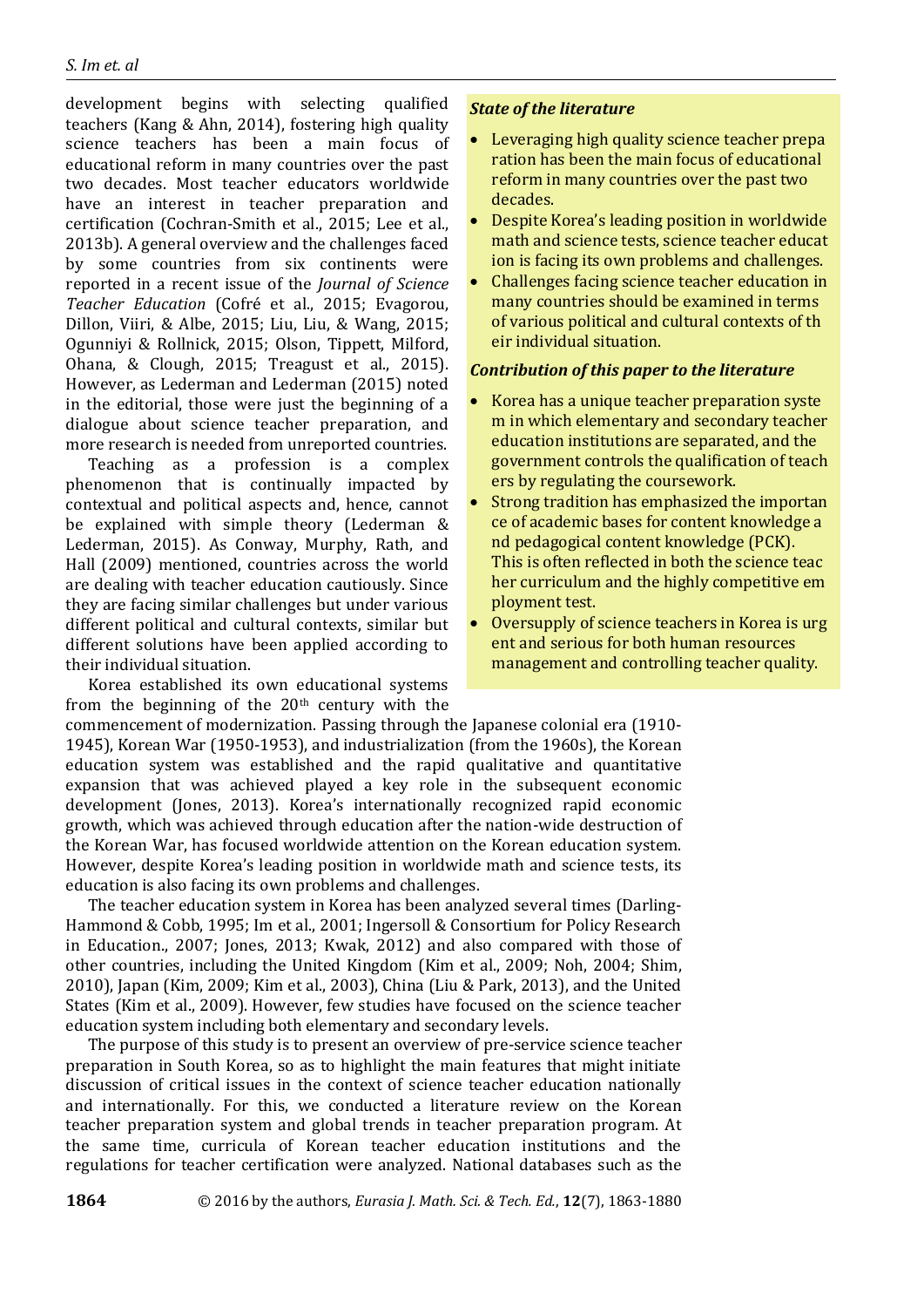development begins with selecting qualified teachers (Kang & Ahn, 2014), fostering high quality science teachers has been a main focus of educational reform in many countries over the past two decades. Most teacher educators worldwide have an interest in teacher preparation and certification (Cochran-Smith et al., 2015; Lee et al., 2013b). A general overview and the challenges faced by some countries from six continents were reported in a recent issue of the *Journal of Science Teacher Education* (Cofré et al., 2015; Evagorou, Dillon, Viiri, & Albe, 2015; Liu, Liu, & Wang, 2015; Ogunniyi & Rollnick, 2015; Olson, Tippett, Milford, Ohana, & Clough, 2015; Treagust et al., 2015). However, as Lederman and Lederman (2015) noted in the editorial, those were just the beginning of a dialogue about science teacher preparation, and more research is needed from unreported countries.

Teaching as a profession is a complex phenomenon that is continually impacted by contextual and political aspects and, hence, cannot be explained with simple theory (Lederman & Lederman, 2015). As Conway, Murphy, Rath, and Hall (2009) mentioned, countries across the world are dealing with teacher education cautiously. Since they are facing similar challenges but under various different political and cultural contexts, similar but different solutions have been applied according to their individual situation.

Korea established its own educational systems from the beginning of the 20th century with the commencement of modernization. Passing through the Japanese colonial era (1910-1945), Korean War (1950-1953), and industrialization (from the 1960s), the Korean education system was established and the rapid qualitative and quantitative expansion that was achieved played a key role in the subsequent economic development (Jones, 2013). Korea's internationally recognized rapid economic growth, which was achieved through education after the nation-wide destruction of the Korean War, has focused worldwide attention on the Korean education system. However, despite Korea's leading position in worldwide math and science tests, its education is also facing its own problems and challenges.

The teacher education system in Korea has been analyzed several times (Darling-Hammond & Cobb, 1995; Im et al., 2001; Ingersoll & Consortium for Policy Research in Education., 2007; Jones, 2013; Kwak, 2012) and also compared with those of other countries, including the United Kingdom (Kim et al., 2009; Noh, 2004; Shim, 2010), Japan (Kim, 2009; Kim et al., 2003), China (Liu & Park, 2013), and the United States (Kim et al., 2009). However, few studies have focused on the science teacher education system including both elementary and secondary levels.

The purpose of this study is to present an overview of pre-service science teacher preparation in South Korea, so as to highlight the main features that might initiate discussion of critical issues in the context of science teacher education nationally and internationally. For this, we conducted a literature review on the Korean teacher preparation system and global trends in teacher preparation program. At the same time, curricula of Korean teacher education institutions and the regulations for teacher certification were analyzed. National databases such as the

### State of the literature

- Leveraging high quality science teacher preparation has been the main focus of educational reform in many countries over the past two decades.
- Despite Korea's leading position in worldwide math and science tests, science teacher education is facing its own problems and challenges.
- Challenges facing science teacher education in many countries should be examined in terms of various political and cultural contexts of their individual situation.

### Contribution of this paper to the literature

- Korea has a unique teacher preparation system in which elementary and secondary teacher education institutions are separated, and the government controls the qualification of teachers by regulating the coursework.
- Strong tradition has emphasized the importance of academic bases for content knowledge and pedagogical content knowledge (PCK). This is often reflected in both the science teacher curriculum and the highly competitive employment test.
- Oversupply of science teachers in Korea is urgent and serious for both human resources management and controlling teacher quality.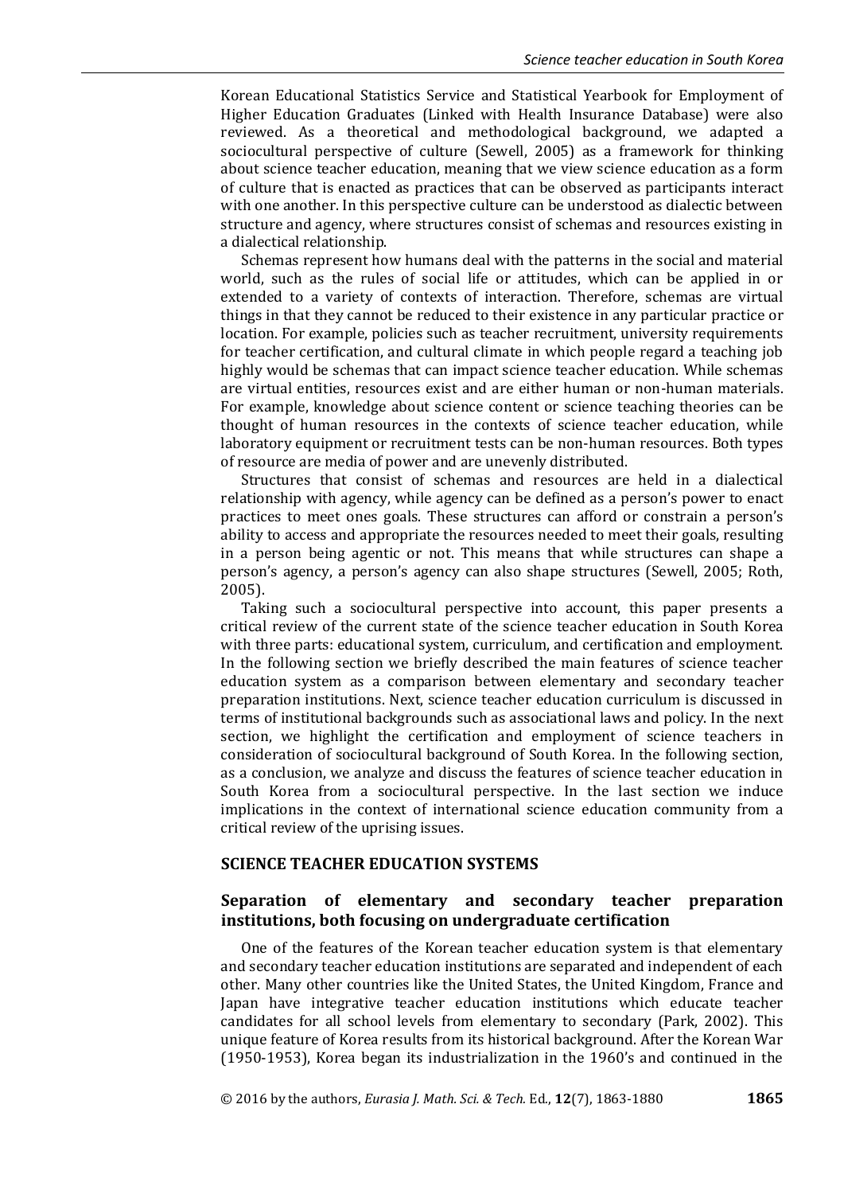Korean Educational Statistics Service and Statistical Yearbook for Employment of Higher Education Graduates (Linked with Health Insurance Database) were also reviewed. As a theoretical and methodological background, we adapted a sociocultural perspective of culture (Sewell, 2005) as a framework for thinking about science teacher education, meaning that we view science education as a form of culture that is enacted as practices that can be observed as participants interact with one another. In this perspective culture can be understood as dialectic between structure and agency, where structures consist of schemas and resources existing in a dialectical relationship.

Schemas represent how humans deal with the patterns in the social and material world, such as the rules of social life or attitudes, which can be applied in or extended to a variety of contexts of interaction. Therefore, schemas are virtual things in that they cannot be reduced to their existence in any particular practice or location. For example, policies such as teacher recruitment, university requirements for teacher certification, and cultural climate in which people regard a teaching job highly would be schemas that can impact science teacher education. While schemas are virtual entities, resources exist and are either human or non-human materials. For example, knowledge about science content or science teaching theories can be thought of human resources in the contexts of science teacher education, while laboratory equipment or recruitment tests can be non-human resources. Both types of resource are media of power and are unevenly distributed.

Structures that consist of schemas and resources are held in a dialectical relationship with agency, while agency can be defined as a person's power to enact practices to meet ones goals. These structures can afford or constrain a person's ability to access and appropriate the resources needed to meet their goals, resulting in a person being agentic or not. This means that while structures can shape a person's agency, a person's agency can also shape structures (Sewell, 2005; Roth, 2005).

Taking such a sociocultural perspective into account, this paper presents a critical review of the current state of the science teacher education in South Korea with three parts: educational system, curriculum, and certification and employment. In the following section we briefly described the main features of science teacher education system as a comparison between elementary and secondary teacher preparation institutions. Next, science teacher education curriculum is discussed in terms of institutional backgrounds such as associational laws and policy. In the next section, we highlight the certification and employment of science teachers in consideration of sociocultural background of South Korea. In the following section, as a conclusion, we analyze and discuss the features of science teacher education in South Korea from a sociocultural perspective. In the last section we induce implications in the context of international science education community from a critical review of the uprising issues.

## SCIENCE TEACHER EDUCATION SYSTEMS

### Separation of elementary and secondary teacher preparation institutions, both focusing on undergraduate certification

One of the features of the Korean teacher education system is that elementary and secondary teacher education institutions are separated and independent of each other. Many other countries like the United States, the United Kingdom, France and Japan have integrative teacher education institutions which educate teacher candidates for all school levels from elementary to secondary (Park, 2002). This unique feature of Korea results from its historical background. After the Korean War (1950-1953), Korea began its industrialization in the 1960's and continued in the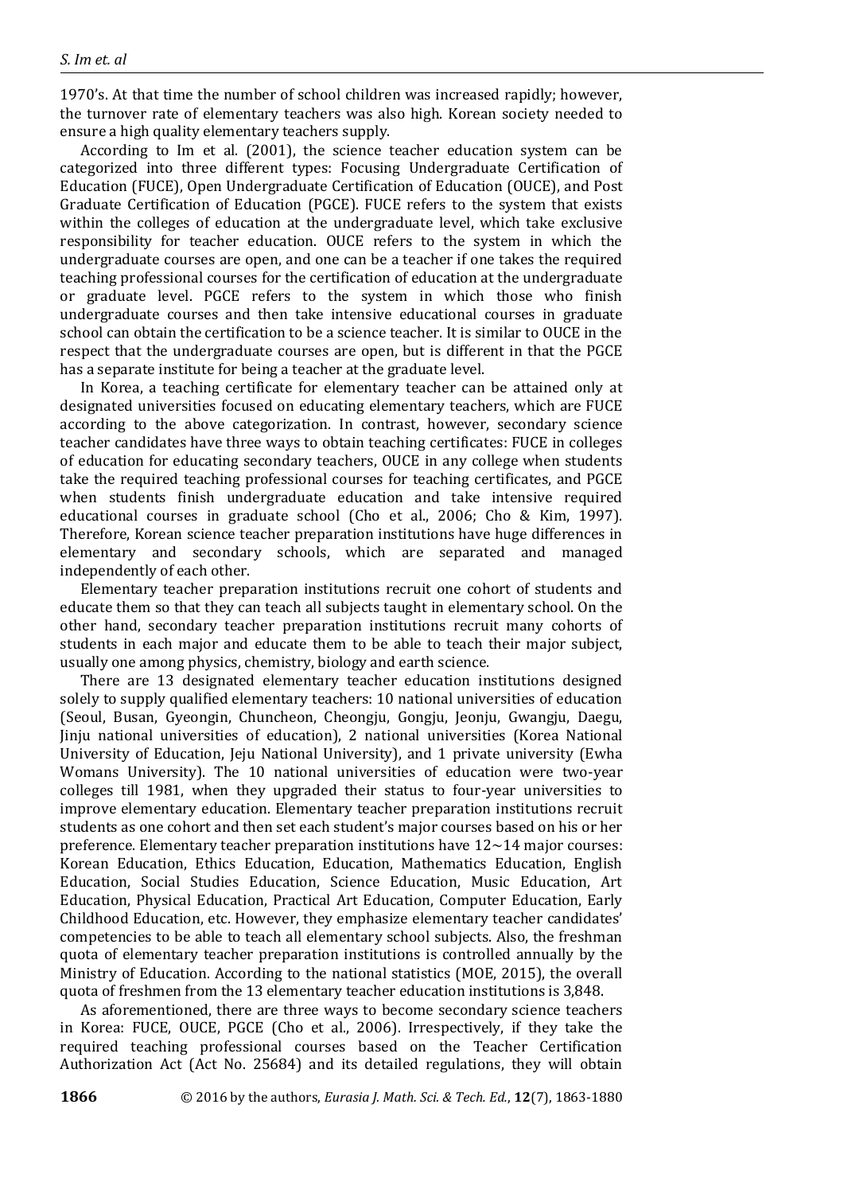1970's. At that time the number of school children was increased rapidly; however, the turnover rate of elementary teachers was also high. Korean society needed to ensure a high quality elementary teachers supply.

According to Im et al. (2001), the science teacher education system can be categorized into three different types: Focusing Undergraduate Certification of Education (FUCE), Open Undergraduate Certification of Education (OUCE), and Post Graduate Certification of Education (PGCE). FUCE refers to the system that exists within the colleges of education at the undergraduate level, which take exclusive responsibility for teacher education. OUCE refers to the system in which the undergraduate courses are open, and one can be a teacher if one takes the required teaching professional courses for the certification of education at the undergraduate or graduate level. PGCE refers to the system in which those who finish undergraduate courses and then take intensive educational courses in graduate school can obtain the certification to be a science teacher. It is similar to OUCE in the respect that the undergraduate courses are open, but is different in that the PGCE has a separate institute for being a teacher at the graduate level.

In Korea, a teaching certificate for elementary teacher can be attained only at designated universities focused on educating elementary teachers, which are FUCE according to the above categorization. In contrast, however, secondary science teacher candidates have three ways to obtain teaching certificates: FUCE in colleges of education for educating secondary teachers, OUCE in any college when students take the required teaching professional courses for teaching certificates, and PGCE when students finish undergraduate education and take intensive required educational courses in graduate school (Cho et al., 2006; Cho & Kim, 1997). Therefore, Korean science teacher preparation institutions have huge differences in elementary and secondary schools, which are separated and managed independently of each other.

Elementary teacher preparation institutions recruit one cohort of students and educate them so that they can teach all subjects taught in elementary school. On the other hand, secondary teacher preparation institutions recruit many cohorts of students in each major and educate them to be able to teach their major subject, usually one among physics, chemistry, biology and earth science.

There are 13 designated elementary teacher education institutions designed solely to supply qualified elementary teachers: 10 national universities of education (Seoul, Busan, Gyeongin, Chuncheon, Cheongju, Gongju, Jeonju, Gwangju, Daegu, Jinju national universities of education), 2 national universities (Korea National University of Education, Jeju National University), and 1 private university (Ewha Womans University). The 10 national universities of education were two-year colleges till 1981, when they upgraded their status to four-year universities to improve elementary education. Elementary teacher preparation institutions recruit students as one cohort and then set each student's major courses based on his or her preference. Elementary teacher preparation institutions have 12~14 major courses: Korean Education, Ethics Education, Education, Mathematics Education, English Education, Social Studies Education, Science Education, Music Education, Art Education, Physical Education, Practical Art Education, Computer Education, Early Childhood Education, etc. However, they emphasize elementary teacher candidates' competencies to be able to teach all elementary school subjects. Also, the freshman quota of elementary teacher preparation institutions is controlled annually by the Ministry of Education. According to the national statistics (MOE, 2015), the overall quota of freshmen from the 13 elementary teacher education institutions is 3,848.

As aforementioned, there are three ways to become secondary science teachers in Korea: FUCE, OUCE, PGCE (Cho et al., 2006). Irrespectively, if they take the required teaching professional courses based on the Teacher Certification Authorization Act (Act No. 25684) and its detailed regulations, they will obtain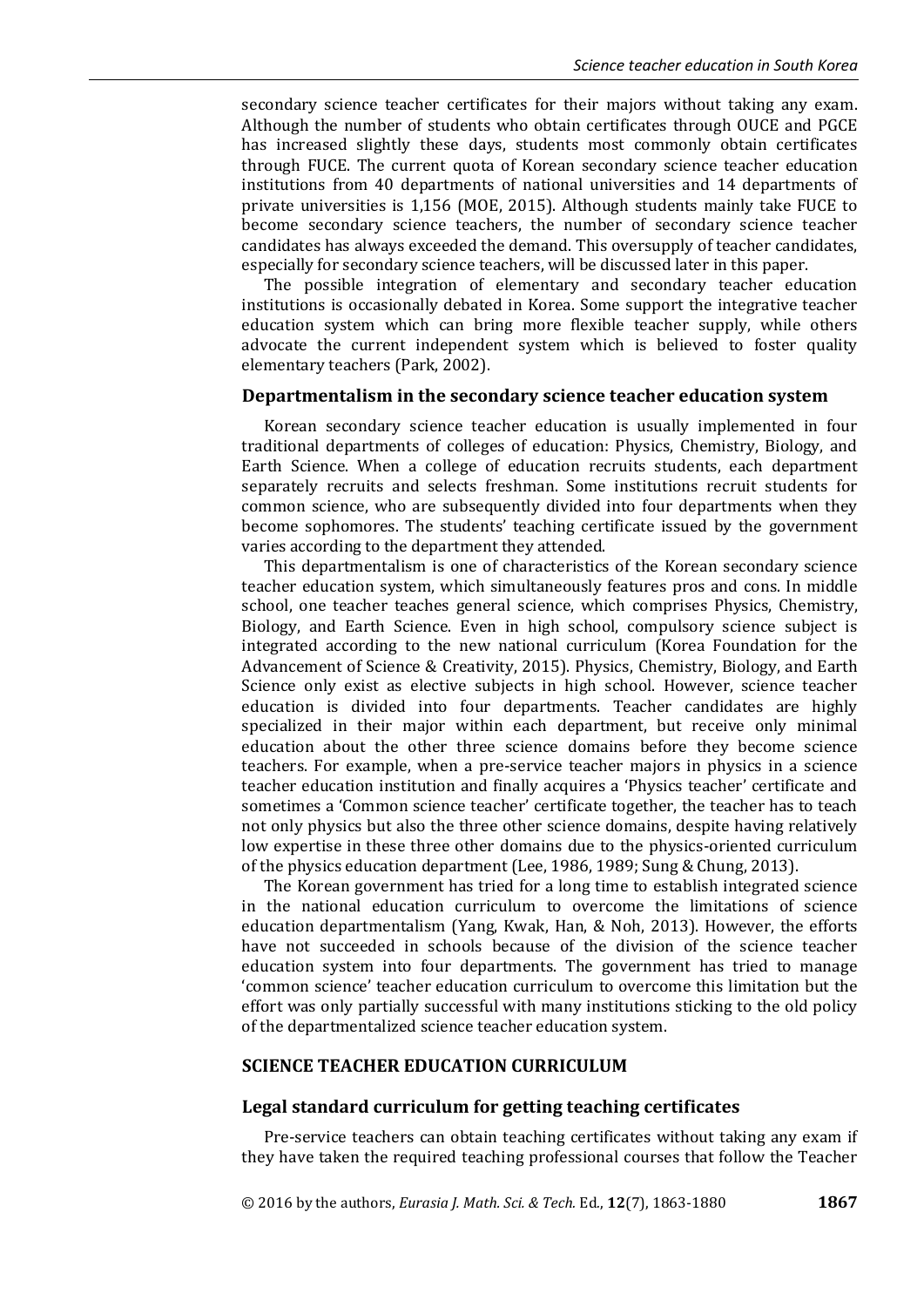secondary science teacher certificates for their majors without taking any exam. Although the number of students who obtain certificates through OUCE and PGCE has increased slightly these days, students most commonly obtain certificates through FUCE. The current quota of Korean secondary science teacher education institutions from 40 departments of national universities and 14 departments of private universities is 1,156 (MOE, 2015). Although students mainly take FUCE to become secondary science teachers, the number of secondary science teacher candidates has always exceeded the demand. This oversupply of teacher candidates, especially for secondary science teachers, will be discussed later in this paper.

The possible integration of elementary and secondary teacher education institutions is occasionally debated in Korea. Some support the integrative teacher education system which can bring more flexible teacher supply, while others advocate the current independent system which is believed to foster quality elementary teachers (Park, 2002).

### Departmentalism in the secondary science teacher education system

Korean secondary science teacher education is usually implemented in four traditional departments of colleges of education: Physics, Chemistry, Biology, and Earth Science. When a college of education recruits students, each department separately recruits and selects freshman. Some institutions recruit students for common science, who are subsequently divided into four departments when they become sophomores. The students' teaching certificate issued by the government varies according to the department they attended.

This departmentalism is one of characteristics of the Korean secondary science teacher education system, which simultaneously features pros and cons. In middle school, one teacher teaches general science, which comprises Physics, Chemistry, Biology, and Earth Science. Even in high school, compulsory science subject is integrated according to the new national curriculum (Korea Foundation for the Advancement of Science & Creativity, 2015). Physics, Chemistry, Biology, and Earth Science only exist as elective subjects in high school. However, science teacher education is divided into four departments. Teacher candidates are highly specialized in their major within each department, but receive only minimal education about the other three science domains before they become science teachers. For example, when a pre-service teacher majors in physics in a science teacher education institution and finally acquires a 'Physics teacher' certificate and sometimes a 'Common science teacher' certificate together, the teacher has to teach not only physics but also the three other science domains, despite having relatively low expertise in these three other domains due to the physics-oriented curriculum of the physics education department (Lee, 1986, 1989; Sung & Chung, 2013).

The Korean government has tried for a long time to establish integrated science in the national education curriculum to overcome the limitations of science education departmentalism (Yang, Kwak, Han, & Noh, 2013). However, the efforts have not succeeded in schools because of the division of the science teacher education system into four departments. The government has tried to manage 'common science' teacher education curriculum to overcome this limitation but the effort was only partially successful with many institutions sticking to the old policy of the departmentalized science teacher education system.

## SCIENCE TEACHER EDUCATION CURRICULUM

### Legal standard curriculum for getting teaching certificates

Pre-service teachers can obtain teaching certificates without taking any exam if they have taken the required teaching professional courses that follow the Teacher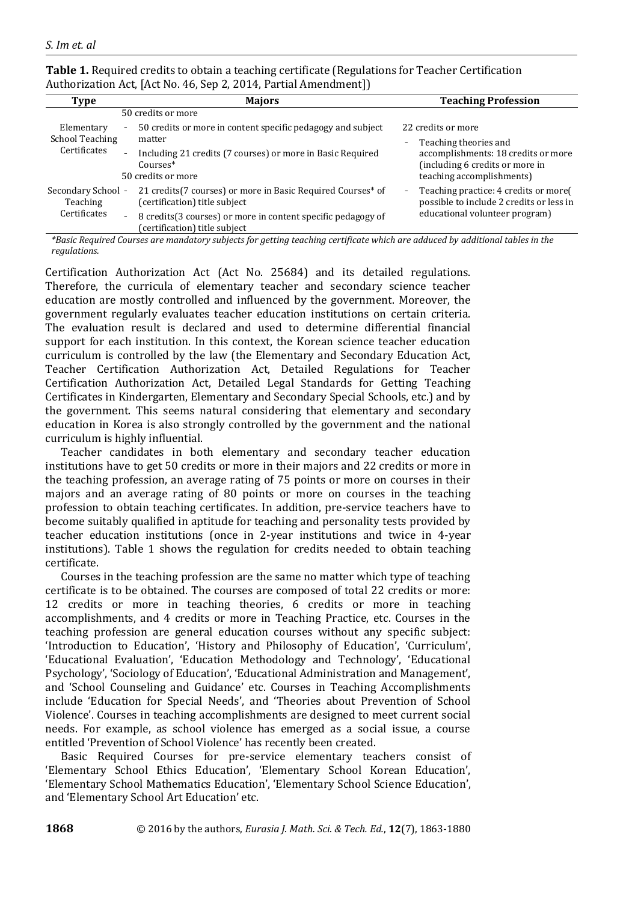**Table 1.** Required credits to obtain a teaching certificate (Regulations for Teacher Certification Authorization Act, [Act No. 46, Sep 2, 2014, Partial Amendment])

| Type | Majors | Teaching Profession |
|---|---|---|
| Elementary School Teaching Certificates | 50 credits or more<br>- 50 credits or more in content specific pedagogy and subject matter<br>- Including 21 credits (7 courses) or more in Basic Required Courses* | 22 credits or more<br>- Teaching theories and accomplishments: 18 credits or more (including 6 credits or more in teaching accomplishments)<br>- Teaching practice: 4 credits or more( possible to include 2 credits or less in educational volunteer program) |
| Secondary School Teaching Certificates | 50 credits or more<br>- 21 credits(7 courses) or more in Basic Required Courses* of (certification) title subject<br>- 8 credits(3 courses) or more in content specific pedagogy of (certification) title subject | |

*\*Basic Required Courses are mandatory subjects for getting teaching certificate which are adduced by additional tables in the regulations.*

Certification Authorization Act (Act No. 25684) and its detailed regulations. Therefore, the curricula of elementary teacher and secondary science teacher education are mostly controlled and influenced by the government. Moreover, the government regularly evaluates teacher education institutions on certain criteria. The evaluation result is declared and used to determine differential financial support for each institution. In this context, the Korean science teacher education curriculum is controlled by the law (the Elementary and Secondary Education Act, Teacher Certification Authorization Act, Detailed Regulations for Teacher Certification Authorization Act, Detailed Legal Standards for Getting Teaching Certificates in Kindergarten, Elementary and Secondary Special Schools, etc.) and by the government. This seems natural considering that elementary and secondary education in Korea is also strongly controlled by the government and the national curriculum is highly influential.

Teacher candidates in both elementary and secondary teacher education institutions have to get 50 credits or more in their majors and 22 credits or more in the teaching profession, an average rating of 75 points or more on courses in their majors and an average rating of 80 points or more on courses in the teaching profession to obtain teaching certificates. In addition, pre-service teachers have to become suitably qualified in aptitude for teaching and personality tests provided by teacher education institutions (once in 2-year institutions and twice in 4-year institutions). Table 1 shows the regulation for credits needed to obtain teaching certificate.

Courses in the teaching profession are the same no matter which type of teaching certificate is to be obtained. The courses are composed of total 22 credits or more: 12 credits or more in teaching theories, 6 credits or more in teaching accomplishments, and 4 credits or more in Teaching Practice, etc. Courses in the teaching profession are general education courses without any specific subject: 'Introduction to Education', 'History and Philosophy of Education', 'Curriculum', 'Educational Evaluation', 'Education Methodology and Technology', 'Educational Psychology', 'Sociology of Education', 'Educational Administration and Management', and 'School Counseling and Guidance' etc. Courses in Teaching Accomplishments include 'Education for Special Needs', and 'Theories about Prevention of School Violence'. Courses in teaching accomplishments are designed to meet current social needs. For example, as school violence has emerged as a social issue, a course entitled 'Prevention of School Violence' has recently been created.

Basic Required Courses for pre-service elementary teachers consist of 'Elementary School Ethics Education', 'Elementary School Korean Education', 'Elementary School Mathematics Education', 'Elementary School Science Education', and 'Elementary School Art Education' etc.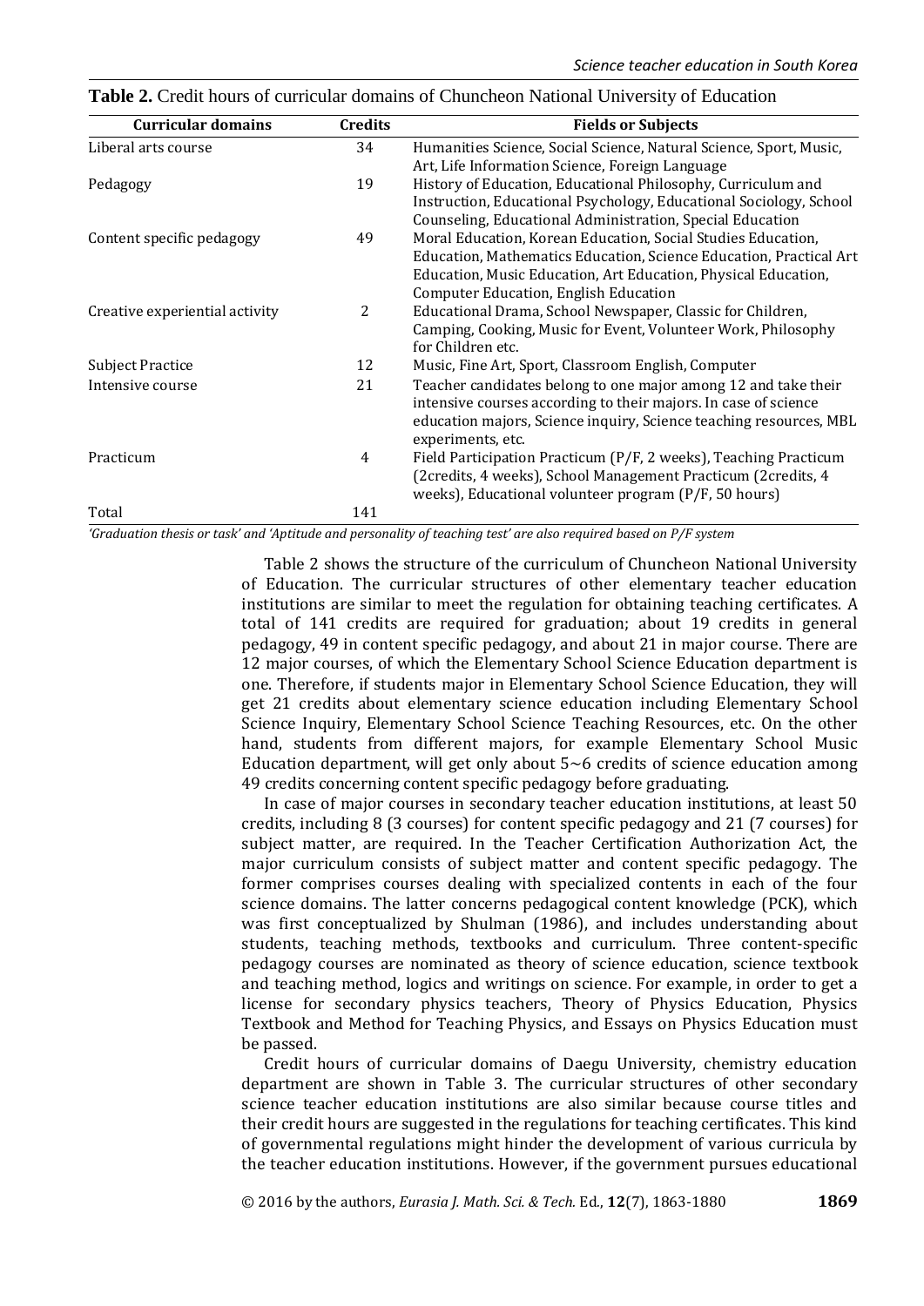**Table 2.** Credit hours of curricular domains of Chuncheon National University of Education

| Curricular domains | Credits | Fields or Subjects |
|---|---|---|
| Liberal arts course | 34 | Humanities Science, Social Science, Natural Science, Sport, Music, Art, Life Information Science, Foreign Language |
| Pedagogy | 19 | History of Education, Educational Philosophy, Curriculum and Instruction, Educational Psychology, Educational Sociology, School Counseling, Educational Administration, Special Education |
| Content specific pedagogy | 49 | Moral Education, Korean Education, Social Studies Education, Education, Mathematics Education, Science Education, Practical Art Education, Music Education, Art Education, Physical Education, Computer Education, English Education |
| Creative experiential activity | 2 | Educational Drama, School Newspaper, Classic for Children, Camping, Cooking, Music for Event, Volunteer Work, Philosophy for Children etc. |
| Subject Practice | 12 | Music, Fine Art, Sport, Classroom English, Computer |
| Intensive course | 21 | Teacher candidates belong to one major among 12 and take their intensive courses according to their majors. In case of science education majors, Science inquiry, Science teaching resources, MBL experiments, etc. |
| Practicum | 4 | Field Participation Practicum (P/F, 2 weeks), Teaching Practicum (2credits, 4 weeks), School Management Practicum (2credits, 4 weeks), Educational volunteer program (P/F, 50 hours) |
| Total | 141 | |

*'Graduation thesis or task' and 'Aptitude and personality of teaching test' are also required based on P/F system*

Table 2 shows the structure of the curriculum of Chuncheon National University of Education. The curricular structures of other elementary teacher education institutions are similar to meet the regulation for obtaining teaching certificates. A total of 141 credits are required for graduation; about 19 credits in general pedagogy, 49 in content specific pedagogy, and about 21 in major course. There are 12 major courses, of which the Elementary School Science Education department is one. Therefore, if students major in Elementary School Science Education, they will get 21 credits about elementary science education including Elementary School Science Inquiry, Elementary School Science Teaching Resources, etc. On the other hand, students from different majors, for example Elementary School Music Education department, will get only about 5~6 credits of science education among 49 credits concerning content specific pedagogy before graduating.

In case of major courses in secondary teacher education institutions, at least 50 credits, including 8 (3 courses) for content specific pedagogy and 21 (7 courses) for subject matter, are required. In the Teacher Certification Authorization Act, the major curriculum consists of subject matter and content specific pedagogy. The former comprises courses dealing with specialized contents in each of the four science domains. The latter concerns pedagogical content knowledge (PCK), which was first conceptualized by Shulman (1986), and includes understanding about students, teaching methods, textbooks and curriculum. Three content-specific pedagogy courses are nominated as theory of science education, science textbook and teaching method, logics and writings on science. For example, in order to get a license for secondary physics teachers, Theory of Physics Education, Physics Textbook and Method for Teaching Physics, and Essays on Physics Education must be passed.

Credit hours of curricular domains of Daegu University, chemistry education department are shown in Table 3. The curricular structures of other secondary science teacher education institutions are also similar because course titles and their credit hours are suggested in the regulations for teaching certificates. This kind of governmental regulations might hinder the development of various curricula by the teacher education institutions. However, if the government pursues educational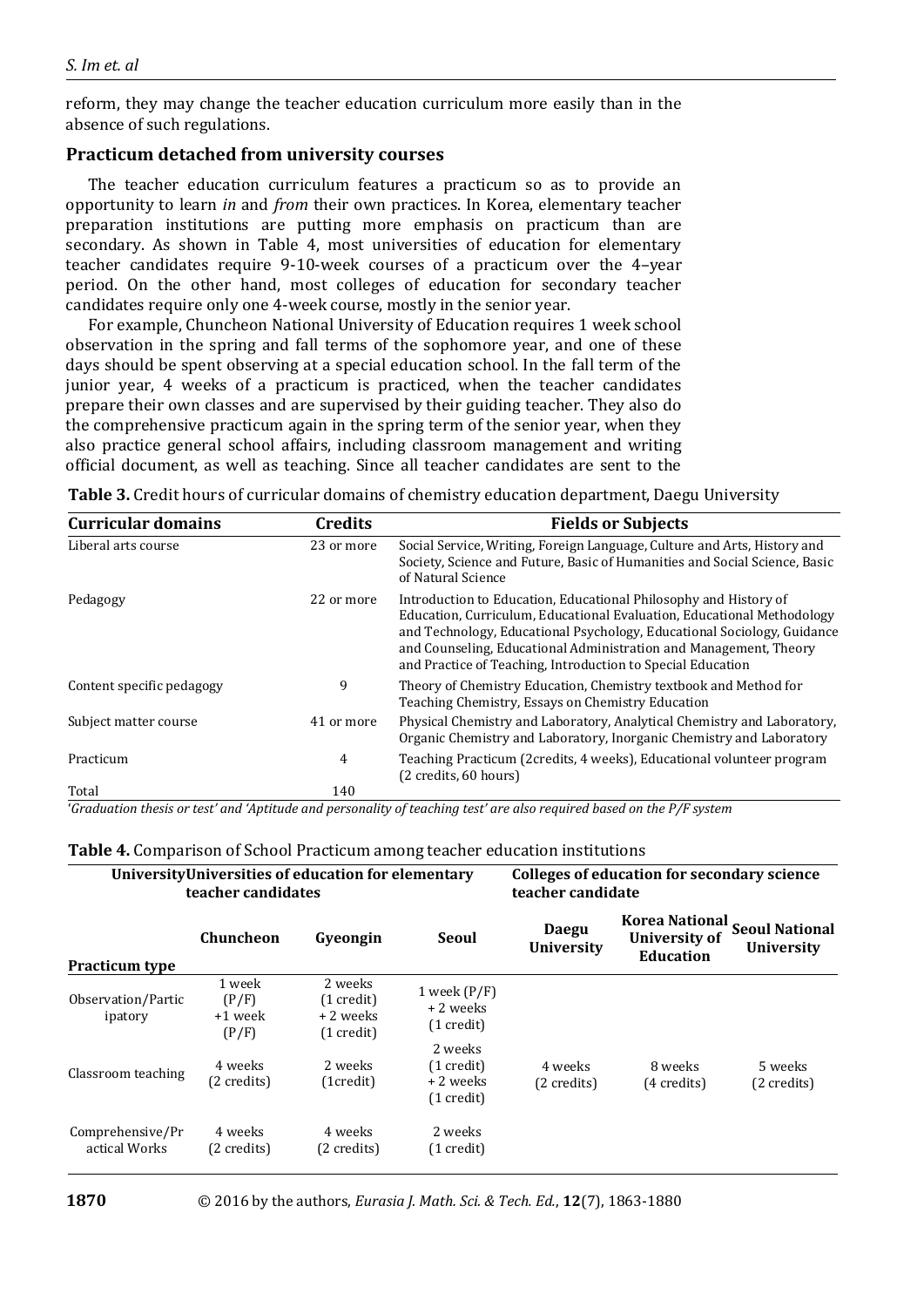reform, they may change the teacher education curriculum more easily than in the absence of such regulations.

### Practicum detached from university courses

The teacher education curriculum features a practicum so as to provide an opportunity to learn *in* and *from* their own practices. In Korea, elementary teacher preparation institutions are putting more emphasis on practicum than are secondary. As shown in Table 4, most universities of education for elementary teacher candidates require 9-10-week courses of a practicum over the 4–year period. On the other hand, most colleges of education for secondary teacher candidates require only one 4-week course, mostly in the senior year.

For example, Chuncheon National University of Education requires 1 week school observation in the spring and fall terms of the sophomore year, and one of these days should be spent observing at a special education school. In the fall term of the junior year, 4 weeks of a practicum is practiced, when the teacher candidates prepare their own classes and are supervised by their guiding teacher. They also do the comprehensive practicum again in the spring term of the senior year, when they also practice general school affairs, including classroom management and writing official document, as well as teaching. Since all teacher candidates are sent to the

**Table 3.** Credit hours of curricular domains of chemistry education department, Daegu University

| Curricular domains | Credits | Fields or Subjects |
|---|---|---|
| Liberal arts course | 23 or more | Social Service, Writing, Foreign Language, Culture and Arts, History and Society, Science and Future, Basic of Humanities and Social Science, Basic of Natural Science |
| Pedagogy | 22 or more | Introduction to Education, Educational Philosophy and History of Education, Curriculum, Educational Evaluation, Educational Methodology and Technology, Educational Psychology, Educational Sociology, Guidance and Counseling, Educational Administration and Management, Theory and Practice of Teaching, Introduction to Special Education |
| Content specific pedagogy | 9 | Theory of Chemistry Education, Chemistry textbook and Method for Teaching Chemistry, Essays on Chemistry Education |
| Subject matter course | 41 or more | Physical Chemistry and Laboratory, Analytical Chemistry and Laboratory, Organic Chemistry and Laboratory, Inorganic Chemistry and Laboratory |
| Practicum | 4 | Teaching Practicum (2credits, 4 weeks), Educational volunteer program (2 credits, 60 hours) |
| Total | 140 | |

*'Graduation thesis or test' and 'Aptitude and personality of teaching test' are also required based on the P/F system*

**Table 4.** Comparison of School Practicum among teacher education institutions

| | UniversityUniversities of education for elementary teacher candidates | | | Colleges of education for secondary science teacher candidate | | |
|---|---|---|---|---|---|---|
| **Practicum type** | **Chuncheon** | **Gyeongin** | **Seoul** | **Daegu University** | **Korea National University of Education** | **Seoul National University** |
| Observation/Participatory | 1 week (P/F) +1 week (P/F) | 2 weeks (1 credit) + 2 weeks (1 credit) | 1 week (P/F) + 2 weeks (1 credit) | | | |
| Classroom teaching | 4 weeks (2 credits) | 2 weeks (1credit) | 2 weeks (1 credit) + 2 weeks (1 credit) | 4 weeks (2 credits) | 8 weeks (4 credits) | 5 weeks (2 credits) |
| Comprehensive/Practical Works | 4 weeks (2 credits) | 4 weeks (2 credits) | 2 weeks (1 credit) | | | |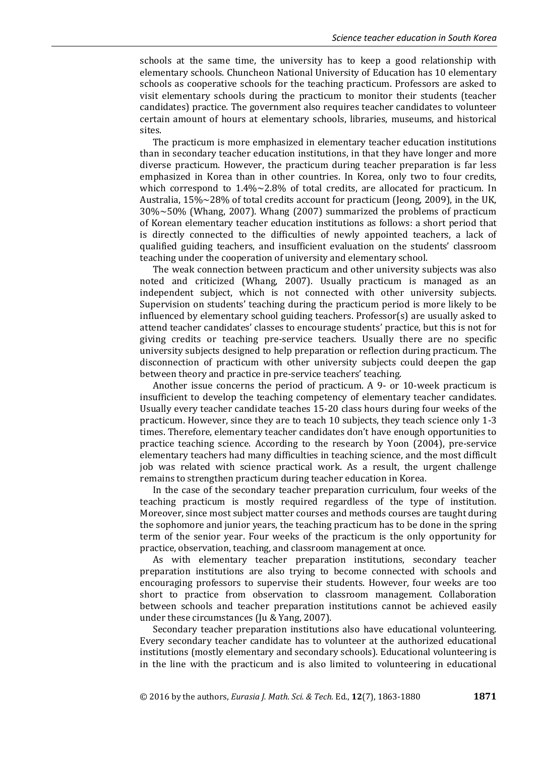schools at the same time, the university has to keep a good relationship with elementary schools. Chuncheon National University of Education has 10 elementary schools as cooperative schools for the teaching practicum. Professors are asked to visit elementary schools during the practicum to monitor their students (teacher candidates) practice. The government also requires teacher candidates to volunteer certain amount of hours at elementary schools, libraries, museums, and historical sites.

The practicum is more emphasized in elementary teacher education institutions than in secondary teacher education institutions, in that they have longer and more diverse practicum. However, the practicum during teacher preparation is far less emphasized in Korea than in other countries. In Korea, only two to four credits, which correspond to 1.4%~2.8% of total credits, are allocated for practicum. In Australia, 15%~28% of total credits account for practicum (Jeong, 2009), in the UK, 30%~50% (Whang, 2007). Whang (2007) summarized the problems of practicum of Korean elementary teacher education institutions as follows: a short period that is directly connected to the difficulties of newly appointed teachers, a lack of qualified guiding teachers, and insufficient evaluation on the students' classroom teaching under the cooperation of university and elementary school.

The weak connection between practicum and other university subjects was also noted and criticized (Whang, 2007). Usually practicum is managed as an independent subject, which is not connected with other university subjects. Supervision on students' teaching during the practicum period is more likely to be influenced by elementary school guiding teachers. Professor(s) are usually asked to attend teacher candidates' classes to encourage students' practice, but this is not for giving credits or teaching pre-service teachers. Usually there are no specific university subjects designed to help preparation or reflection during practicum. The disconnection of practicum with other university subjects could deepen the gap between theory and practice in pre-service teachers' teaching.

Another issue concerns the period of practicum. A 9- or 10-week practicum is insufficient to develop the teaching competency of elementary teacher candidates. Usually every teacher candidate teaches 15-20 class hours during four weeks of the practicum. However, since they are to teach 10 subjects, they teach science only 1-3 times. Therefore, elementary teacher candidates don't have enough opportunities to practice teaching science. According to the research by Yoon (2004), pre-service elementary teachers had many difficulties in teaching science, and the most difficult job was related with science practical work. As a result, the urgent challenge remains to strengthen practicum during teacher education in Korea.

In the case of the secondary teacher preparation curriculum, four weeks of the teaching practicum is mostly required regardless of the type of institution. Moreover, since most subject matter courses and methods courses are taught during the sophomore and junior years, the teaching practicum has to be done in the spring term of the senior year. Four weeks of the practicum is the only opportunity for practice, observation, teaching, and classroom management at once.

As with elementary teacher preparation institutions, secondary teacher preparation institutions are also trying to become connected with schools and encouraging professors to supervise their students. However, four weeks are too short to practice from observation to classroom management. Collaboration between schools and teacher preparation institutions cannot be achieved easily under these circumstances (Ju & Yang, 2007).

Secondary teacher preparation institutions also have educational volunteering. Every secondary teacher candidate has to volunteer at the authorized educational institutions (mostly elementary and secondary schools). Educational volunteering is in the line with the practicum and is also limited to volunteering in educational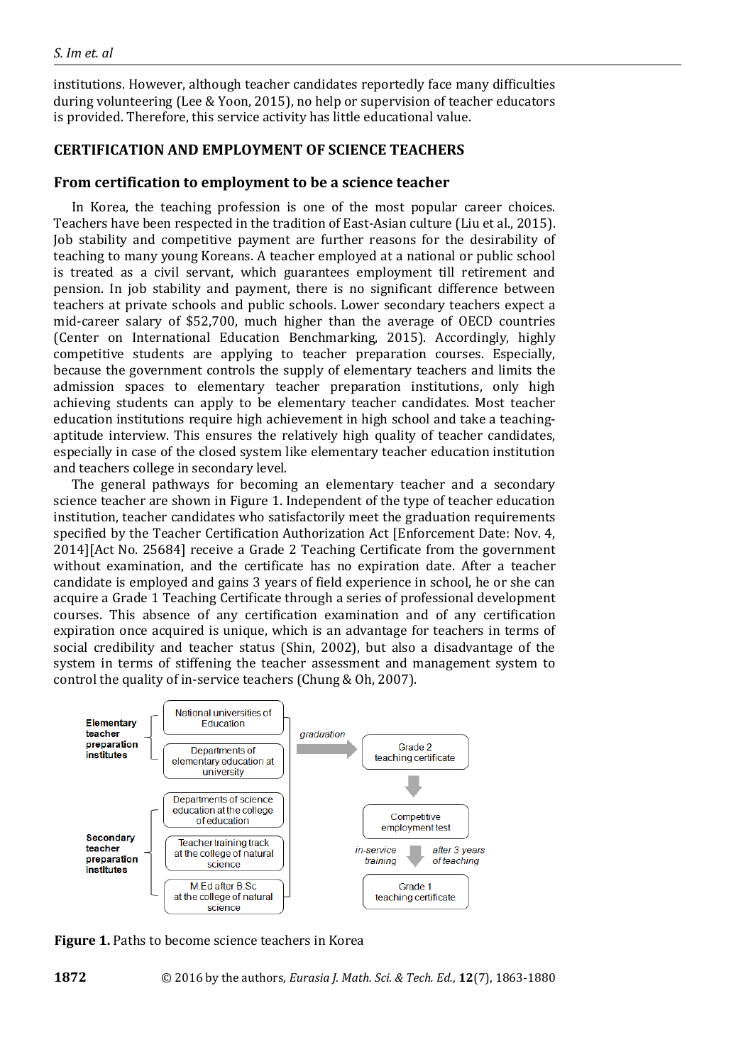institutions. However, although teacher candidates reportedly face many difficulties during volunteering (Lee & Yoon, 2015), no help or supervision of teacher educators is provided. Therefore, this service activity has little educational value.

## CERTIFICATION AND EMPLOYMENT OF SCIENCE TEACHERS

### From certification to employment to be a science teacher

In Korea, the teaching profession is one of the most popular career choices. Teachers have been respected in the tradition of East-Asian culture (Liu et al., 2015). Job stability and competitive payment are further reasons for the desirability of teaching to many young Koreans. A teacher employed at a national or public school is treated as a civil servant, which guarantees employment till retirement and pension. In job stability and payment, there is no significant difference between teachers at private schools and public schools. Lower secondary teachers expect a mid-career salary of $52,700, much higher than the average of OECD countries (Center on International Education Benchmarking, 2015). Accordingly, highly competitive students are applying to teacher preparation courses. Especially, because the government controls the supply of elementary teachers and limits the admission spaces to elementary teacher preparation institutions, only high achieving students can apply to be elementary teacher candidates. Most teacher education institutions require high achievement in high school and take a teaching-aptitude interview. This ensures the relatively high quality of teacher candidates, especially in case of the closed system like elementary teacher education institution and teachers college in secondary level.

The general pathways for becoming an elementary teacher and a secondary science teacher are shown in Figure 1. Independent of the type of teacher education institution, teacher candidates who satisfactorily meet the graduation requirements specified by the Teacher Certification Authorization Act [Enforcement Date: Nov. 4, 2014][Act No. 25684] receive a Grade 2 Teaching Certificate from the government without examination, and the certificate has no expiration date. After a teacher candidate is employed and gains 3 years of field experience in school, he or she can acquire a Grade 1 Teaching Certificate through a series of professional development courses. This absence of any certification examination and of any certification expiration once acquired is unique, which is an advantage for teachers in terms of social credibility and teacher status (Shin, 2002), but also a disadvantage of the system in terms of stiffening the teacher assessment and management system to control the quality of in-service teachers (Chung & Oh, 2007).

**Elementary teacher preparation institutes**
- National universities of Education
- Departments of elementary education at university

**Secondary teacher preparation institutes**
- Departments of science education at the college of education
- Teacher training track at the college of natural science
- M.Ed after B.Sc at the college of natural science

*graduation* → Grade 2 teaching certificate → Competitive employment test → (*in-service training*, *after 3 years of teaching*) → Grade 1 teaching certificate

**Figure 1.** Paths to become science teachers in Korea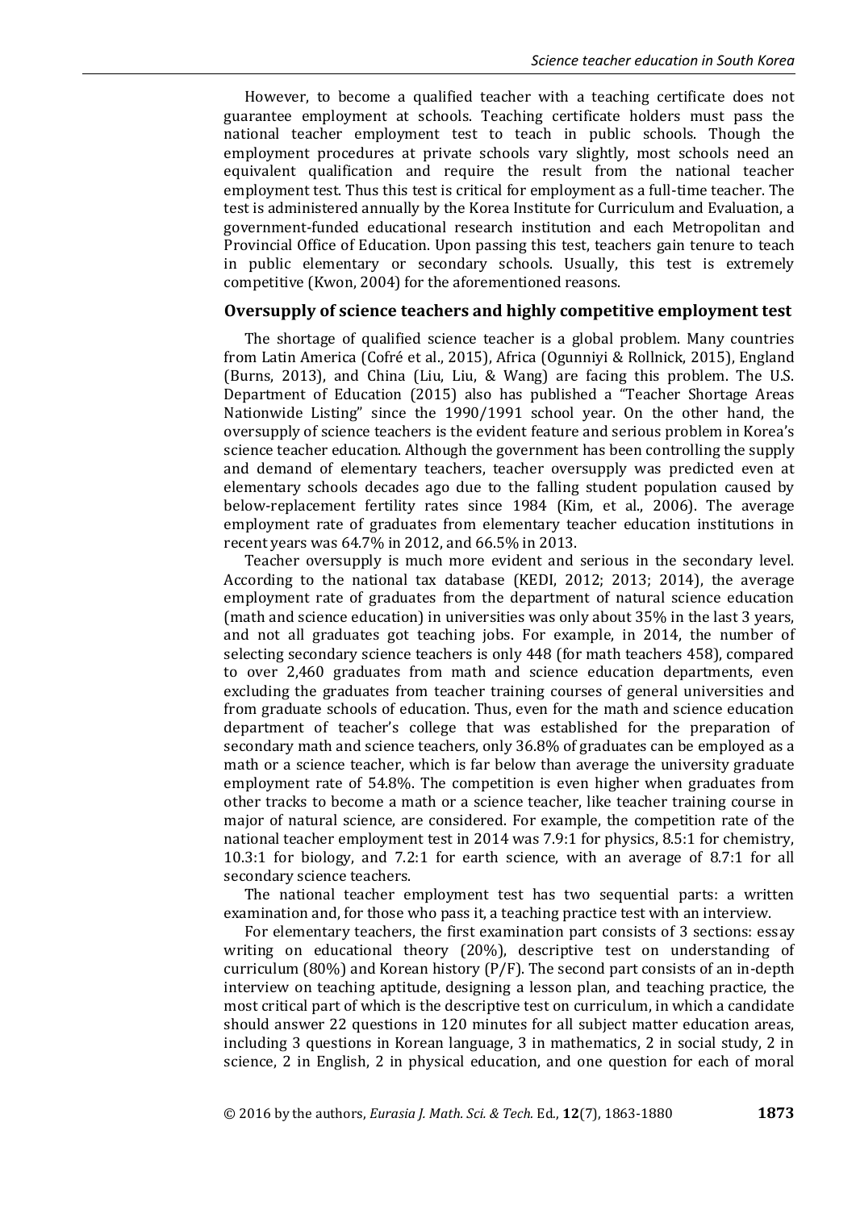However, to become a qualified teacher with a teaching certificate does not guarantee employment at schools. Teaching certificate holders must pass the national teacher employment test to teach in public schools. Though the employment procedures at private schools vary slightly, most schools need an equivalent qualification and require the result from the national teacher employment test. Thus this test is critical for employment as a full-time teacher. The test is administered annually by the Korea Institute for Curriculum and Evaluation, a government-funded educational research institution and each Metropolitan and Provincial Office of Education. Upon passing this test, teachers gain tenure to teach in public elementary or secondary schools. Usually, this test is extremely competitive (Kwon, 2004) for the aforementioned reasons.

## Oversupply of science teachers and highly competitive employment test

The shortage of qualified science teacher is a global problem. Many countries from Latin America (Cofré et al., 2015), Africa (Ogunniyi & Rollnick, 2015), England (Burns, 2013), and China (Liu, Liu, & Wang) are facing this problem. The U.S. Department of Education (2015) also has published a "Teacher Shortage Areas Nationwide Listing" since the 1990/1991 school year. On the other hand, the oversupply of science teachers is the evident feature and serious problem in Korea's science teacher education. Although the government has been controlling the supply and demand of elementary teachers, teacher oversupply was predicted even at elementary schools decades ago due to the falling student population caused by below-replacement fertility rates since 1984 (Kim, et al., 2006). The average employment rate of graduates from elementary teacher education institutions in recent years was 64.7% in 2012, and 66.5% in 2013.

Teacher oversupply is much more evident and serious in the secondary level. According to the national tax database (KEDI, 2012; 2013; 2014), the average employment rate of graduates from the department of natural science education (math and science education) in universities was only about 35% in the last 3 years, and not all graduates got teaching jobs. For example, in 2014, the number of selecting secondary science teachers is only 448 (for math teachers 458), compared to over 2,460 graduates from math and science education departments, even excluding the graduates from teacher training courses of general universities and from graduate schools of education. Thus, even for the math and science education department of teacher's college that was established for the preparation of secondary math and science teachers, only 36.8% of graduates can be employed as a math or a science teacher, which is far below than average the university graduate employment rate of 54.8%. The competition is even higher when graduates from other tracks to become a math or a science teacher, like teacher training course in major of natural science, are considered. For example, the competition rate of the national teacher employment test in 2014 was 7.9:1 for physics, 8.5:1 for chemistry, 10.3:1 for biology, and 7.2:1 for earth science, with an average of 8.7:1 for all secondary science teachers.

The national teacher employment test has two sequential parts: a written examination and, for those who pass it, a teaching practice test with an interview.

For elementary teachers, the first examination part consists of 3 sections: essay writing on educational theory (20%), descriptive test on understanding of curriculum (80%) and Korean history (P/F). The second part consists of an in-depth interview on teaching aptitude, designing a lesson plan, and teaching practice, the most critical part of which is the descriptive test on curriculum, in which a candidate should answer 22 questions in 120 minutes for all subject matter education areas, including 3 questions in Korean language, 3 in mathematics, 2 in social study, 2 in science, 2 in English, 2 in physical education, and one question for each of moral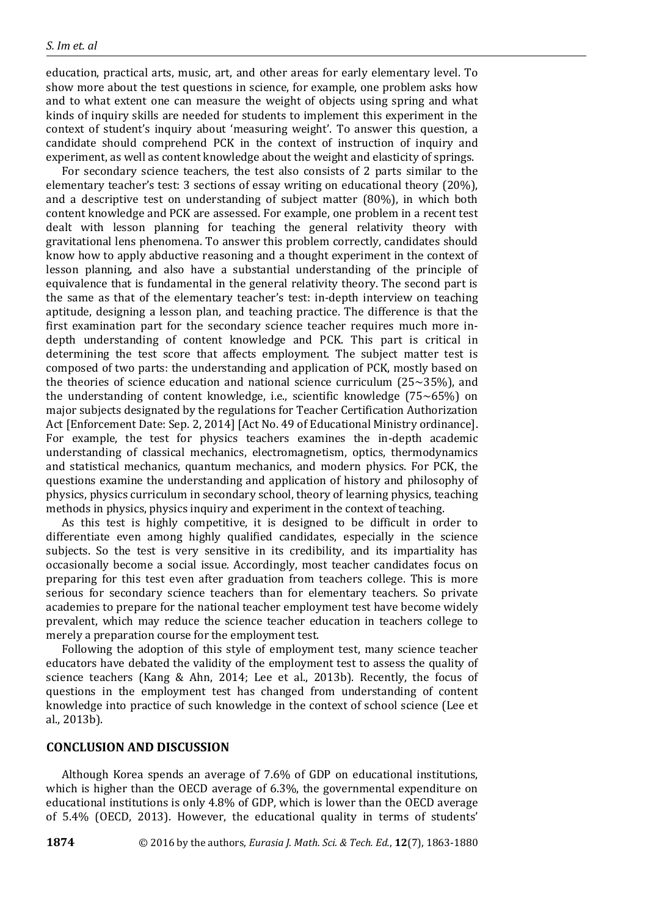education, practical arts, music, art, and other areas for early elementary level. To show more about the test questions in science, for example, one problem asks how and to what extent one can measure the weight of objects using spring and what kinds of inquiry skills are needed for students to implement this experiment in the context of student's inquiry about 'measuring weight'. To answer this question, a candidate should comprehend PCK in the context of instruction of inquiry and experiment, as well as content knowledge about the weight and elasticity of springs.

For secondary science teachers, the test also consists of 2 parts similar to the elementary teacher's test: 3 sections of essay writing on educational theory (20%), and a descriptive test on understanding of subject matter (80%), in which both content knowledge and PCK are assessed. For example, one problem in a recent test dealt with lesson planning for teaching the general relativity theory with gravitational lens phenomena. To answer this problem correctly, candidates should know how to apply abductive reasoning and a thought experiment in the context of lesson planning, and also have a substantial understanding of the principle of equivalence that is fundamental in the general relativity theory. The second part is the same as that of the elementary teacher's test: in-depth interview on teaching aptitude, designing a lesson plan, and teaching practice. The difference is that the first examination part for the secondary science teacher requires much more in-depth understanding of content knowledge and PCK. This part is critical in determining the test score that affects employment. The subject matter test is composed of two parts: the understanding and application of PCK, mostly based on the theories of science education and national science curriculum (25~35%), and the understanding of content knowledge, i.e., scientific knowledge (75~65%) on major subjects designated by the regulations for Teacher Certification Authorization Act [Enforcement Date: Sep. 2, 2014] [Act No. 49 of Educational Ministry ordinance]. For example, the test for physics teachers examines the in-depth academic understanding of classical mechanics, electromagnetism, optics, thermodynamics and statistical mechanics, quantum mechanics, and modern physics. For PCK, the questions examine the understanding and application of history and philosophy of physics, physics curriculum in secondary school, theory of learning physics, teaching methods in physics, physics inquiry and experiment in the context of teaching.

As this test is highly competitive, it is designed to be difficult in order to differentiate even among highly qualified candidates, especially in the science subjects. So the test is very sensitive in its credibility, and its impartiality has occasionally become a social issue. Accordingly, most teacher candidates focus on preparing for this test even after graduation from teachers college. This is more serious for secondary science teachers than for elementary teachers. So private academies to prepare for the national teacher employment test have become widely prevalent, which may reduce the science teacher education in teachers college to merely a preparation course for the employment test.

Following the adoption of this style of employment test, many science teacher educators have debated the validity of the employment test to assess the quality of science teachers (Kang & Ahn, 2014; Lee et al., 2013b). Recently, the focus of questions in the employment test has changed from understanding of content knowledge into practice of such knowledge in the context of school science (Lee et al., 2013b).

## CONCLUSION AND DISCUSSION

Although Korea spends an average of 7.6% of GDP on educational institutions, which is higher than the OECD average of 6.3%, the governmental expenditure on educational institutions is only 4.8% of GDP, which is lower than the OECD average of 5.4% (OECD, 2013). However, the educational quality in terms of students'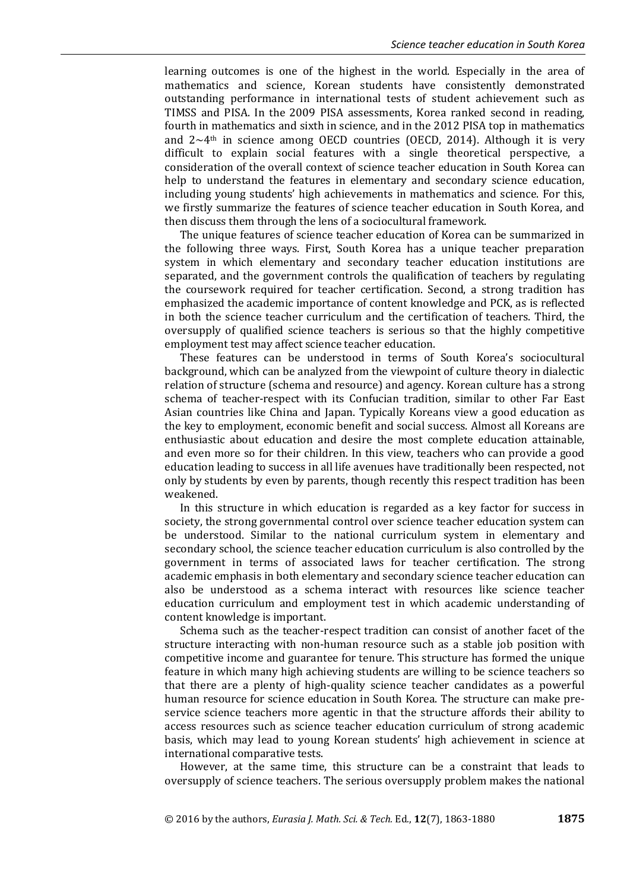learning outcomes is one of the highest in the world. Especially in the area of mathematics and science, Korean students have consistently demonstrated outstanding performance in international tests of student achievement such as TIMSS and PISA. In the 2009 PISA assessments, Korea ranked second in reading, fourth in mathematics and sixth in science, and in the 2012 PISA top in mathematics and 2∼4$^{th}$ in science among OECD countries (OECD, 2014). Although it is very difficult to explain social features with a single theoretical perspective, a consideration of the overall context of science teacher education in South Korea can help to understand the features in elementary and secondary science education, including young students' high achievements in mathematics and science. For this, we firstly summarize the features of science teacher education in South Korea, and then discuss them through the lens of a sociocultural framework.

The unique features of science teacher education of Korea can be summarized in the following three ways. First, South Korea has a unique teacher preparation system in which elementary and secondary teacher education institutions are separated, and the government controls the qualification of teachers by regulating the coursework required for teacher certification. Second, a strong tradition has emphasized the academic importance of content knowledge and PCK, as is reflected in both the science teacher curriculum and the certification of teachers. Third, the oversupply of qualified science teachers is serious so that the highly competitive employment test may affect science teacher education.

These features can be understood in terms of South Korea's sociocultural background, which can be analyzed from the viewpoint of culture theory in dialectic relation of structure (schema and resource) and agency. Korean culture has a strong schema of teacher-respect with its Confucian tradition, similar to other Far East Asian countries like China and Japan. Typically Koreans view a good education as the key to employment, economic benefit and social success. Almost all Koreans are enthusiastic about education and desire the most complete education attainable, and even more so for their children. In this view, teachers who can provide a good education leading to success in all life avenues have traditionally been respected, not only by students by even by parents, though recently this respect tradition has been weakened.

In this structure in which education is regarded as a key factor for success in society, the strong governmental control over science teacher education system can be understood. Similar to the national curriculum system in elementary and secondary school, the science teacher education curriculum is also controlled by the government in terms of associated laws for teacher certification. The strong academic emphasis in both elementary and secondary science teacher education can also be understood as a schema interact with resources like science teacher education curriculum and employment test in which academic understanding of content knowledge is important.

Schema such as the teacher-respect tradition can consist of another facet of the structure interacting with non-human resource such as a stable job position with competitive income and guarantee for tenure. This structure has formed the unique feature in which many high achieving students are willing to be science teachers so that there are a plenty of high-quality science teacher candidates as a powerful human resource for science education in South Korea. The structure can make pre-service science teachers more agentic in that the structure affords their ability to access resources such as science teacher education curriculum of strong academic basis, which may lead to young Korean students' high achievement in science at international comparative tests.

However, at the same time, this structure can be a constraint that leads to oversupply of science teachers. The serious oversupply problem makes the national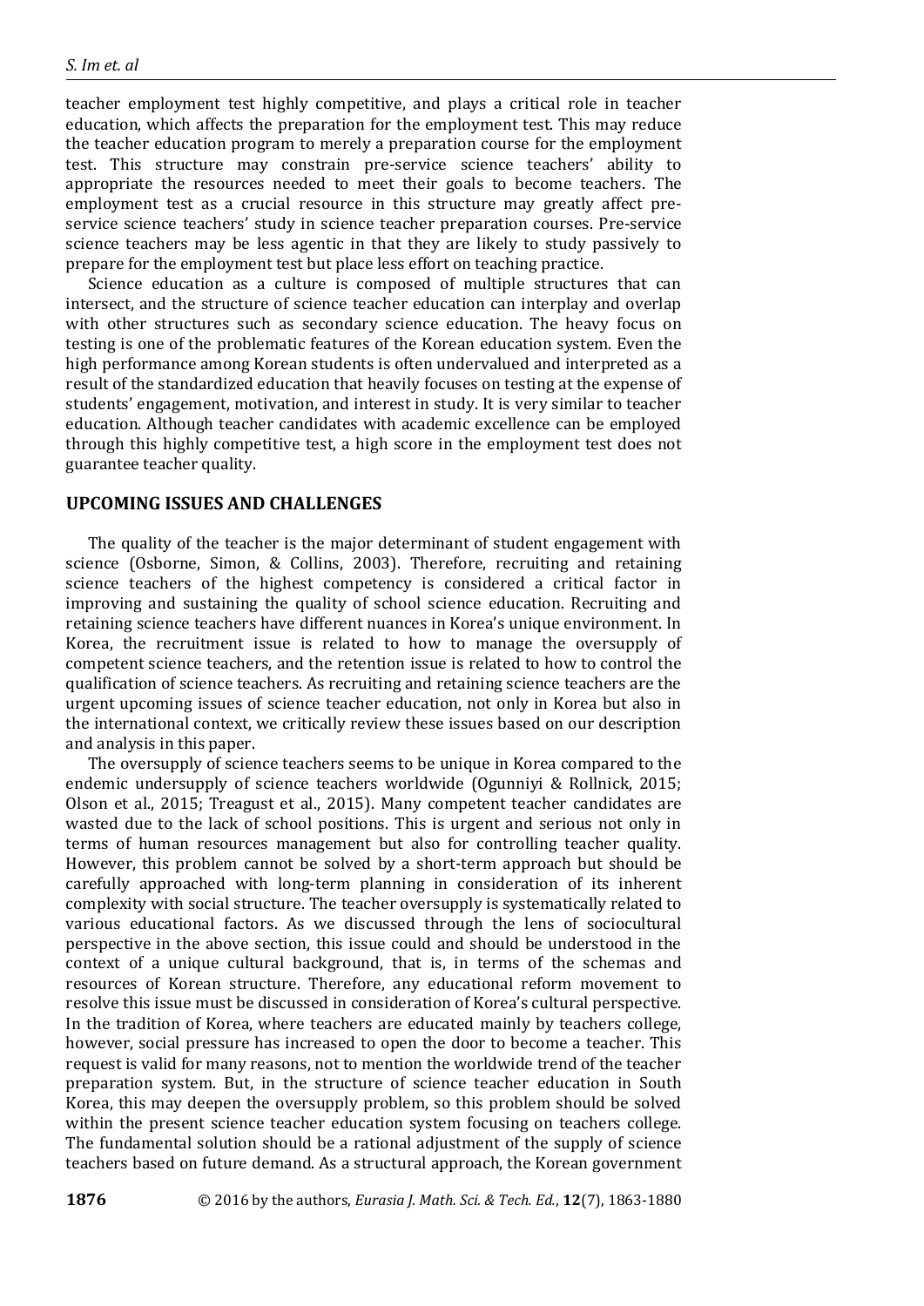teacher employment test highly competitive, and plays a critical role in teacher education, which affects the preparation for the employment test. This may reduce the teacher education program to merely a preparation course for the employment test. This structure may constrain pre-service science teachers' ability to appropriate the resources needed to meet their goals to become teachers. The employment test as a crucial resource in this structure may greatly affect pre-service science teachers' study in science teacher preparation courses. Pre-service science teachers may be less agentic in that they are likely to study passively to prepare for the employment test but place less effort on teaching practice.

Science education as a culture is composed of multiple structures that can intersect, and the structure of science teacher education can interplay and overlap with other structures such as secondary science education. The heavy focus on testing is one of the problematic features of the Korean education system. Even the high performance among Korean students is often undervalued and interpreted as a result of the standardized education that heavily focuses on testing at the expense of students' engagement, motivation, and interest in study. It is very similar to teacher education. Although teacher candidates with academic excellence can be employed through this highly competitive test, a high score in the employment test does not guarantee teacher quality.

## UPCOMING ISSUES AND CHALLENGES

The quality of the teacher is the major determinant of student engagement with science (Osborne, Simon, & Collins, 2003). Therefore, recruiting and retaining science teachers of the highest competency is considered a critical factor in improving and sustaining the quality of school science education. Recruiting and retaining science teachers have different nuances in Korea's unique environment. In Korea, the recruitment issue is related to how to manage the oversupply of competent science teachers, and the retention issue is related to how to control the qualification of science teachers. As recruiting and retaining science teachers are the urgent upcoming issues of science teacher education, not only in Korea but also in the international context, we critically review these issues based on our description and analysis in this paper.

The oversupply of science teachers seems to be unique in Korea compared to the endemic undersupply of science teachers worldwide (Ogunniyi & Rollnick, 2015; Olson et al., 2015; Treagust et al., 2015). Many competent teacher candidates are wasted due to the lack of school positions. This is urgent and serious not only in terms of human resources management but also for controlling teacher quality. However, this problem cannot be solved by a short-term approach but should be carefully approached with long-term planning in consideration of its inherent complexity with social structure. The teacher oversupply is systematically related to various educational factors. As we discussed through the lens of sociocultural perspective in the above section, this issue could and should be understood in the context of a unique cultural background, that is, in terms of the schemas and resources of Korean structure. Therefore, any educational reform movement to resolve this issue must be discussed in consideration of Korea's cultural perspective. In the tradition of Korea, where teachers are educated mainly by teachers college, however, social pressure has increased to open the door to become a teacher. This request is valid for many reasons, not to mention the worldwide trend of the teacher preparation system. But, in the structure of science teacher education in South Korea, this may deepen the oversupply problem, so this problem should be solved within the present science teacher education system focusing on teachers college. The fundamental solution should be a rational adjustment of the supply of science teachers based on future demand. As a structural approach, the Korean government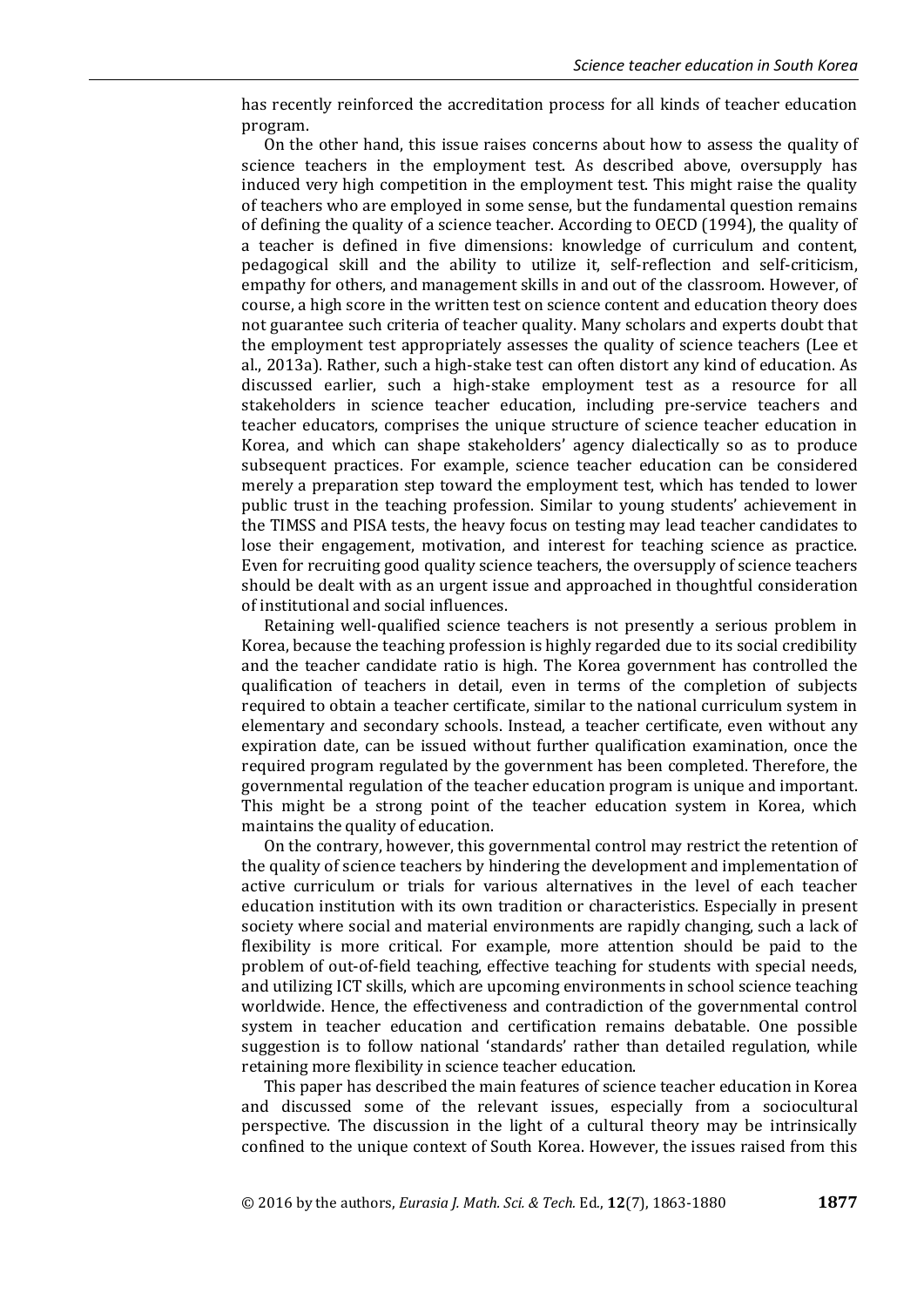has recently reinforced the accreditation process for all kinds of teacher education program.

On the other hand, this issue raises concerns about how to assess the quality of science teachers in the employment test. As described above, oversupply has induced very high competition in the employment test. This might raise the quality of teachers who are employed in some sense, but the fundamental question remains of defining the quality of a science teacher. According to OECD (1994), the quality of a teacher is defined in five dimensions: knowledge of curriculum and content, pedagogical skill and the ability to utilize it, self-reflection and self-criticism, empathy for others, and management skills in and out of the classroom. However, of course, a high score in the written test on science content and education theory does not guarantee such criteria of teacher quality. Many scholars and experts doubt that the employment test appropriately assesses the quality of science teachers (Lee et al., 2013a). Rather, such a high-stake test can often distort any kind of education. As discussed earlier, such a high-stake employment test as a resource for all stakeholders in science teacher education, including pre-service teachers and teacher educators, comprises the unique structure of science teacher education in Korea, and which can shape stakeholders' agency dialectically so as to produce subsequent practices. For example, science teacher education can be considered merely a preparation step toward the employment test, which has tended to lower public trust in the teaching profession. Similar to young students' achievement in the TIMSS and PISA tests, the heavy focus on testing may lead teacher candidates to lose their engagement, motivation, and interest for teaching science as practice. Even for recruiting good quality science teachers, the oversupply of science teachers should be dealt with as an urgent issue and approached in thoughtful consideration of institutional and social influences.

Retaining well-qualified science teachers is not presently a serious problem in Korea, because the teaching profession is highly regarded due to its social credibility and the teacher candidate ratio is high. The Korea government has controlled the qualification of teachers in detail, even in terms of the completion of subjects required to obtain a teacher certificate, similar to the national curriculum system in elementary and secondary schools. Instead, a teacher certificate, even without any expiration date, can be issued without further qualification examination, once the required program regulated by the government has been completed. Therefore, the governmental regulation of the teacher education program is unique and important. This might be a strong point of the teacher education system in Korea, which maintains the quality of education.

On the contrary, however, this governmental control may restrict the retention of the quality of science teachers by hindering the development and implementation of active curriculum or trials for various alternatives in the level of each teacher education institution with its own tradition or characteristics. Especially in present society where social and material environments are rapidly changing, such a lack of flexibility is more critical. For example, more attention should be paid to the problem of out-of-field teaching, effective teaching for students with special needs, and utilizing ICT skills, which are upcoming environments in school science teaching worldwide. Hence, the effectiveness and contradiction of the governmental control system in teacher education and certification remains debatable. One possible suggestion is to follow national 'standards' rather than detailed regulation, while retaining more flexibility in science teacher education.

This paper has described the main features of science teacher education in Korea and discussed some of the relevant issues, especially from a sociocultural perspective. The discussion in the light of a cultural theory may be intrinsically confined to the unique context of South Korea. However, the issues raised from this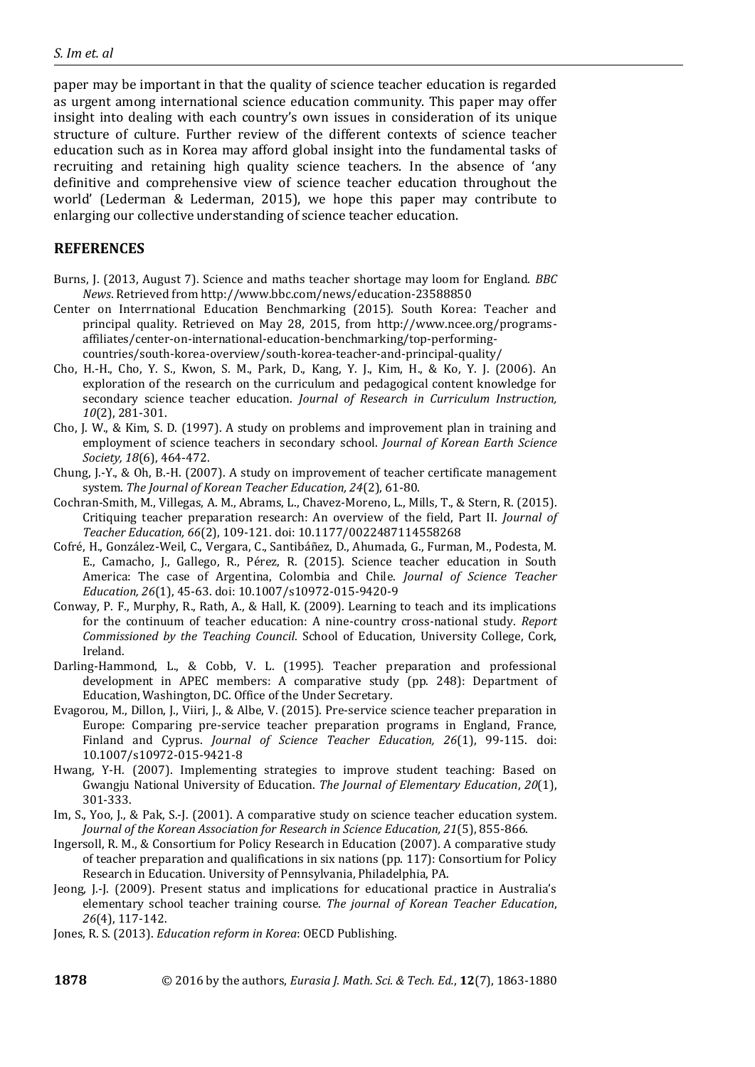paper may be important in that the quality of science teacher education is regarded as urgent among international science education community. This paper may offer insight into dealing with each country's own issues in consideration of its unique structure of culture. Further review of the different contexts of science teacher education such as in Korea may afford global insight into the fundamental tasks of recruiting and retaining high quality science teachers. In the absence of 'any definitive and comprehensive view of science teacher education throughout the world' (Lederman & Lederman, 2015), we hope this paper may contribute to enlarging our collective understanding of science teacher education.

## REFERENCES

Burns, J. (2013, August 7). Science and maths teacher shortage may loom for England. *BBC News*. Retrieved from http://www.bbc.com/news/education-23588850

Center on Interrnational Education Benchmarking (2015). South Korea: Teacher and principal quality. Retrieved on May 28, 2015, from http://www.ncee.org/programs-affiliates/center-on-international-education-benchmarking/top-performing-countries/south-korea-overview/south-korea-teacher-and-principal-quality/

Cho, H.-H., Cho, Y. S., Kwon, S. M., Park, D., Kang, Y. J., Kim, H., & Ko, Y. J. (2006). An exploration of the research on the curriculum and pedagogical content knowledge for secondary science teacher education. *Journal of Research in Curriculum Instruction, 10*(2), 281-301.

Cho, J. W., & Kim, S. D. (1997). A study on problems and improvement plan in training and employment of science teachers in secondary school. *Journal of Korean Earth Science Society, 18*(6), 464-472.

Chung, J.-Y., & Oh, B.-H. (2007). A study on improvement of teacher certificate management system. *The Journal of Korean Teacher Education, 24*(2), 61-80.

Cochran-Smith, M., Villegas, A. M., Abrams, L., Chavez-Moreno, L., Mills, T., & Stern, R. (2015). Critiquing teacher preparation research: An overview of the field, Part II. *Journal of Teacher Education, 66*(2), 109-121. doi: 10.1177/0022487114558268

Cofré, H., González-Weil, C., Vergara, C., Santibáñez, D., Ahumada, G., Furman, M., Podesta, M. E., Camacho, J., Gallego, R., Pérez, R. (2015). Science teacher education in South America: The case of Argentina, Colombia and Chile. *Journal of Science Teacher Education, 26*(1), 45-63. doi: 10.1007/s10972-015-9420-9

Conway, P. F., Murphy, R., Rath, A., & Hall, K. (2009). Learning to teach and its implications for the continuum of teacher education: A nine-country cross-national study. *Report Commissioned by the Teaching Council*. School of Education, University College, Cork, Ireland.

Darling-Hammond, L., & Cobb, V. L. (1995). Teacher preparation and professional development in APEC members: A comparative study (pp. 248): Department of Education, Washington, DC. Office of the Under Secretary.

Evagorou, M., Dillon, J., Viiri, J., & Albe, V. (2015). Pre-service science teacher preparation in Europe: Comparing pre-service teacher preparation programs in England, France, Finland and Cyprus. *Journal of Science Teacher Education, 26*(1), 99-115. doi: 10.1007/s10972-015-9421-8

Hwang, Y-H. (2007). Implementing strategies to improve student teaching: Based on Gwangju National University of Education. *The Journal of Elementary Education*, *20*(1), 301-333.

Im, S., Yoo, J., & Pak, S.-J. (2001). A comparative study on science teacher education system. *Journal of the Korean Association for Research in Science Education, 21*(5), 855-866.

Ingersoll, R. M., & Consortium for Policy Research in Education (2007). A comparative study of teacher preparation and qualifications in six nations (pp. 117): Consortium for Policy Research in Education. University of Pennsylvania, Philadelphia, PA.

Jeong, J.-J. (2009). Present status and implications for educational practice in Australia's elementary school teacher training course. *The journal of Korean Teacher Education*, *26*(4), 117-142.

Jones, R. S. (2013). *Education reform in Korea*: OECD Publishing.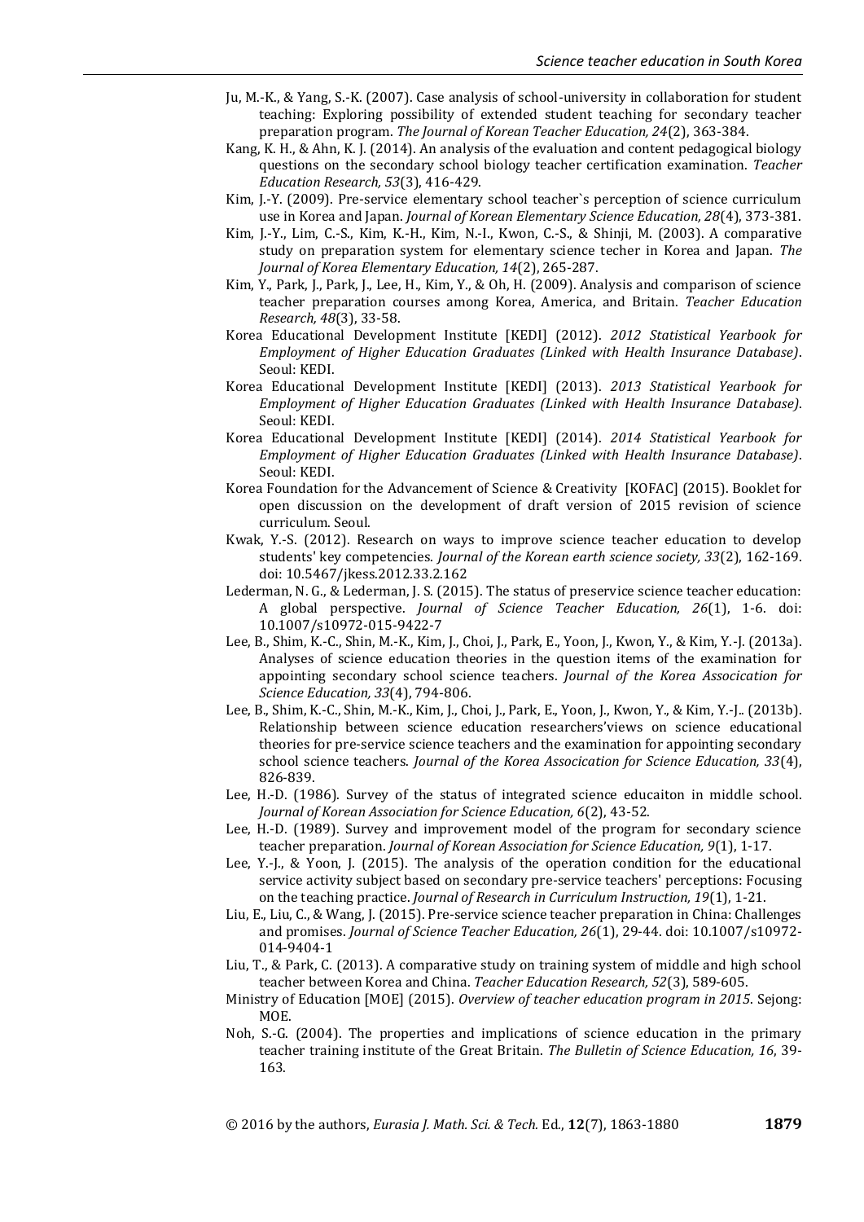Ju, M.-K., & Yang, S.-K. (2007). Case analysis of school-university in collaboration for student teaching: Exploring possibility of extended student teaching for secondary teacher preparation program. *The Journal of Korean Teacher Education, 24*(2), 363-384.

Kang, K. H., & Ahn, K. J. (2014). An analysis of the evaluation and content pedagogical biology questions on the secondary school biology teacher certification examination. *Teacher Education Research, 53*(3), 416-429.

Kim, J.-Y. (2009). Pre-service elementary school teacher`s perception of science curriculum use in Korea and Japan. *Journal of Korean Elementary Science Education, 28*(4), 373-381.

Kim, J.-Y., Lim, C.-S., Kim, K.-H., Kim, N.-I., Kwon, C.-S., & Shinji, M. (2003). A comparative study on preparation system for elementary science techer in Korea and Japan. *The Journal of Korea Elementary Education, 14*(2), 265-287.

Kim, Y., Park, J., Park, J., Lee, H., Kim, Y., & Oh, H. (2009). Analysis and comparison of science teacher preparation courses among Korea, America, and Britain. *Teacher Education Research, 48*(3), 33-58.

Korea Educational Development Institute [KEDI] (2012). *2012 Statistical Yearbook for Employment of Higher Education Graduates (Linked with Health Insurance Database)*. Seoul: KEDI.

Korea Educational Development Institute [KEDI] (2013). *2013 Statistical Yearbook for Employment of Higher Education Graduates (Linked with Health Insurance Database)*. Seoul: KEDI.

Korea Educational Development Institute [KEDI] (2014). *2014 Statistical Yearbook for Employment of Higher Education Graduates (Linked with Health Insurance Database)*. Seoul: KEDI.

Korea Foundation for the Advancement of Science & Creativity [KOFAC] (2015). Booklet for open discussion on the development of draft version of 2015 revision of science curriculum. Seoul.

Kwak, Y.-S. (2012). Research on ways to improve science teacher education to develop students' key competencies. *Journal of the Korean earth science society, 33*(2), 162-169. doi: 10.5467/jkess.2012.33.2.162

Lederman, N. G., & Lederman, J. S. (2015). The status of preservice science teacher education: A global perspective. *Journal of Science Teacher Education, 26*(1), 1-6. doi: 10.1007/s10972-015-9422-7

Lee, B., Shim, K.-C., Shin, M.-K., Kim, J., Choi, J., Park, E., Yoon, J., Kwon, Y., & Kim, Y.-J. (2013a). Analyses of science education theories in the question items of the examination for appointing secondary school science teachers. *Journal of the Korea Assocication for Science Education, 33*(4), 794-806.

Lee, B., Shim, K.-C., Shin, M.-K., Kim, J., Choi, J., Park, E., Yoon, J., Kwon, Y., & Kim, Y.-J.. (2013b). Relationship between science education researchers'views on science educational theories for pre-service science teachers and the examination for appointing secondary school science teachers. *Journal of the Korea Assocication for Science Education, 33*(4), 826-839.

Lee, H.-D. (1986). Survey of the status of integrated science educaiton in middle school. *Journal of Korean Association for Science Education, 6*(2), 43-52.

Lee, H.-D. (1989). Survey and improvement model of the program for secondary science teacher preparation. *Journal of Korean Association for Science Education, 9*(1), 1-17.

Lee, Y.-J., & Yoon, J. (2015). The analysis of the operation condition for the educational service activity subject based on secondary pre-service teachers' perceptions: Focusing on the teaching practice. *Journal of Research in Curriculum Instruction, 19*(1), 1-21.

Liu, E., Liu, C., & Wang, J. (2015). Pre-service science teacher preparation in China: Challenges and promises. *Journal of Science Teacher Education, 26*(1), 29-44. doi: 10.1007/s10972-014-9404-1

Liu, T., & Park, C. (2013). A comparative study on training system of middle and high school teacher between Korea and China. *Teacher Education Research, 52*(3), 589-605.

Ministry of Education [MOE] (2015). *Overview of teacher education program in 2015*. Sejong: MOE.

Noh, S.-G. (2004). The properties and implications of science education in the primary teacher training institute of the Great Britain. *The Bulletin of Science Education, 16*, 39-163.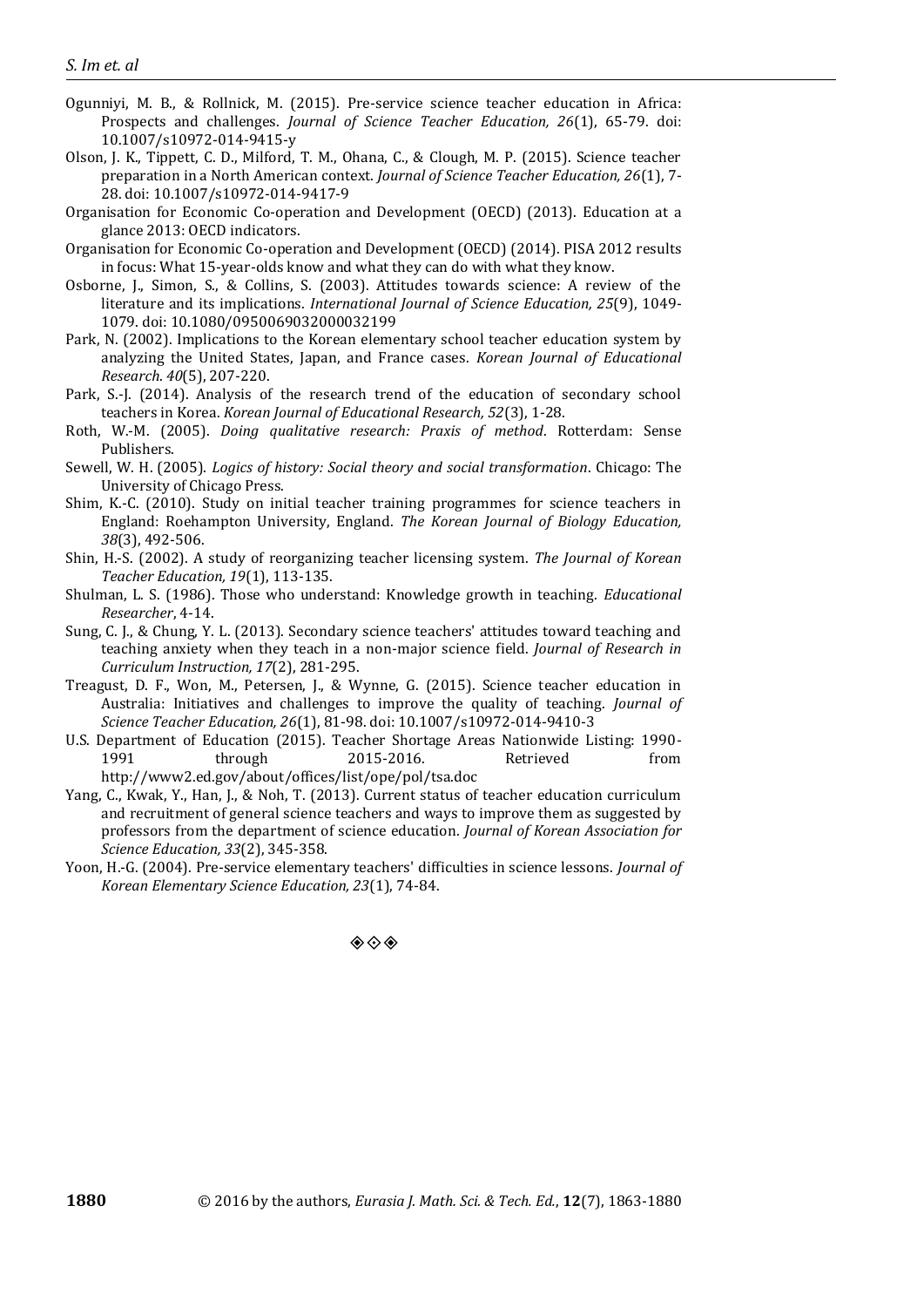Ogunniyi, M. B., & Rollnick, M. (2015). Pre-service science teacher education in Africa: Prospects and challenges. *Journal of Science Teacher Education, 26*(1), 65-79. doi: 10.1007/s10972-014-9415-y

Olson, J. K., Tippett, C. D., Milford, T. M., Ohana, C., & Clough, M. P. (2015). Science teacher preparation in a North American context. *Journal of Science Teacher Education, 26*(1), 7-28. doi: 10.1007/s10972-014-9417-9

Organisation for Economic Co-operation and Development (OECD) (2013). Education at a glance 2013: OECD indicators.

Organisation for Economic Co-operation and Development (OECD) (2014). PISA 2012 results in focus: What 15-year-olds know and what they can do with what they know.

Osborne, J., Simon, S., & Collins, S. (2003). Attitudes towards science: A review of the literature and its implications. *International Journal of Science Education, 25*(9), 1049-1079. doi: 10.1080/0950069032000032199

Park, N. (2002). Implications to the Korean elementary school teacher education system by analyzing the United States, Japan, and France cases. *Korean Journal of Educational Research*. *40*(5), 207-220.

Park, S.-J. (2014). Analysis of the research trend of the education of secondary school teachers in Korea. *Korean Journal of Educational Research, 52*(3), 1-28.

Roth, W.-M. (2005). *Doing qualitative research: Praxis of method*. Rotterdam: Sense Publishers.

Sewell, W. H. (2005). *Logics of history: Social theory and social transformation*. Chicago: The University of Chicago Press.

Shim, K.-C. (2010). Study on initial teacher training programmes for science teachers in England: Roehampton University, England. *The Korean Journal of Biology Education, 38*(3), 492-506.

Shin, H.-S. (2002). A study of reorganizing teacher licensing system. *The Journal of Korean Teacher Education, 19*(1), 113-135.

Shulman, L. S. (1986). Those who understand: Knowledge growth in teaching. *Educational Researcher*, 4-14.

Sung, C. J., & Chung, Y. L. (2013). Secondary science teachers' attitudes toward teaching and teaching anxiety when they teach in a non-major science field. *Journal of Research in Curriculum Instruction, 17*(2), 281-295.

Treagust, D. F., Won, M., Petersen, J., & Wynne, G. (2015). Science teacher education in Australia: Initiatives and challenges to improve the quality of teaching. *Journal of Science Teacher Education, 26*(1), 81-98. doi: 10.1007/s10972-014-9410-3

U.S. Department of Education (2015). Teacher Shortage Areas Nationwide Listing: 1990-1991 through 2015-2016. Retrieved from http://www2.ed.gov/about/offices/list/ope/pol/tsa.doc

Yang, C., Kwak, Y., Han, J., & Noh, T. (2013). Current status of teacher education curriculum and recruitment of general science teachers and ways to improve them as suggested by professors from the department of science education. *Journal of Korean Association for Science Education, 33*(2), 345-358.

Yoon, H.-G. (2004). Pre-service elementary teachers' difficulties in science lessons. *Journal of Korean Elementary Science Education, 23*(1), 74-84.

◈◇◈